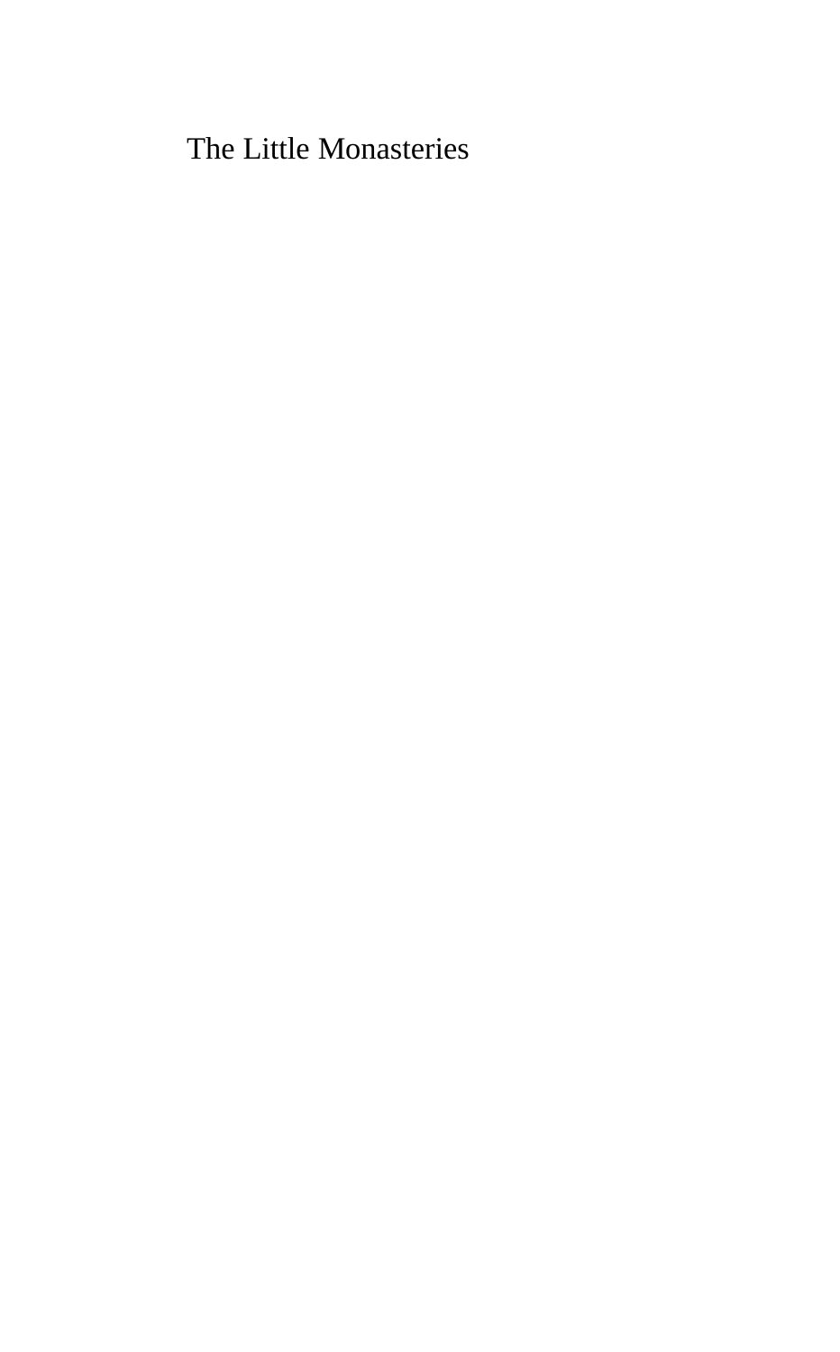The Little Monasteries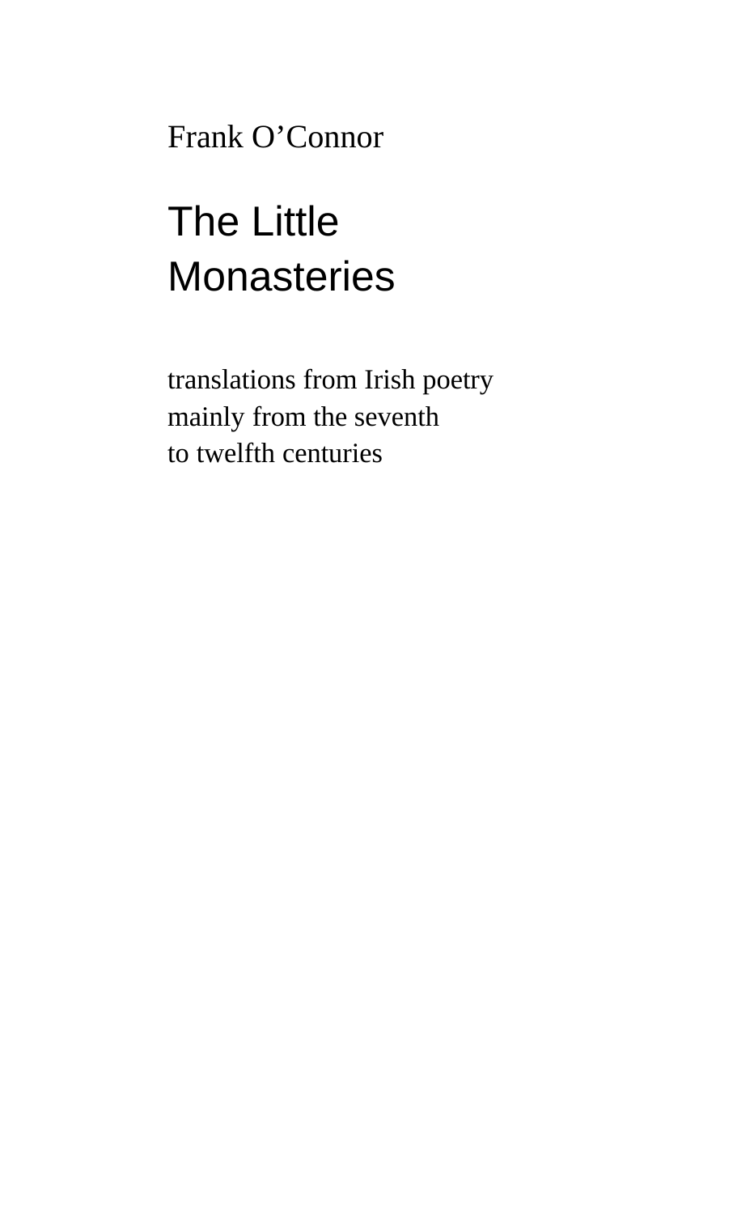Frank O'Connor

# The Little Monasteries

translations from Irish poetry
mainly from the seventh
to twelfth centuries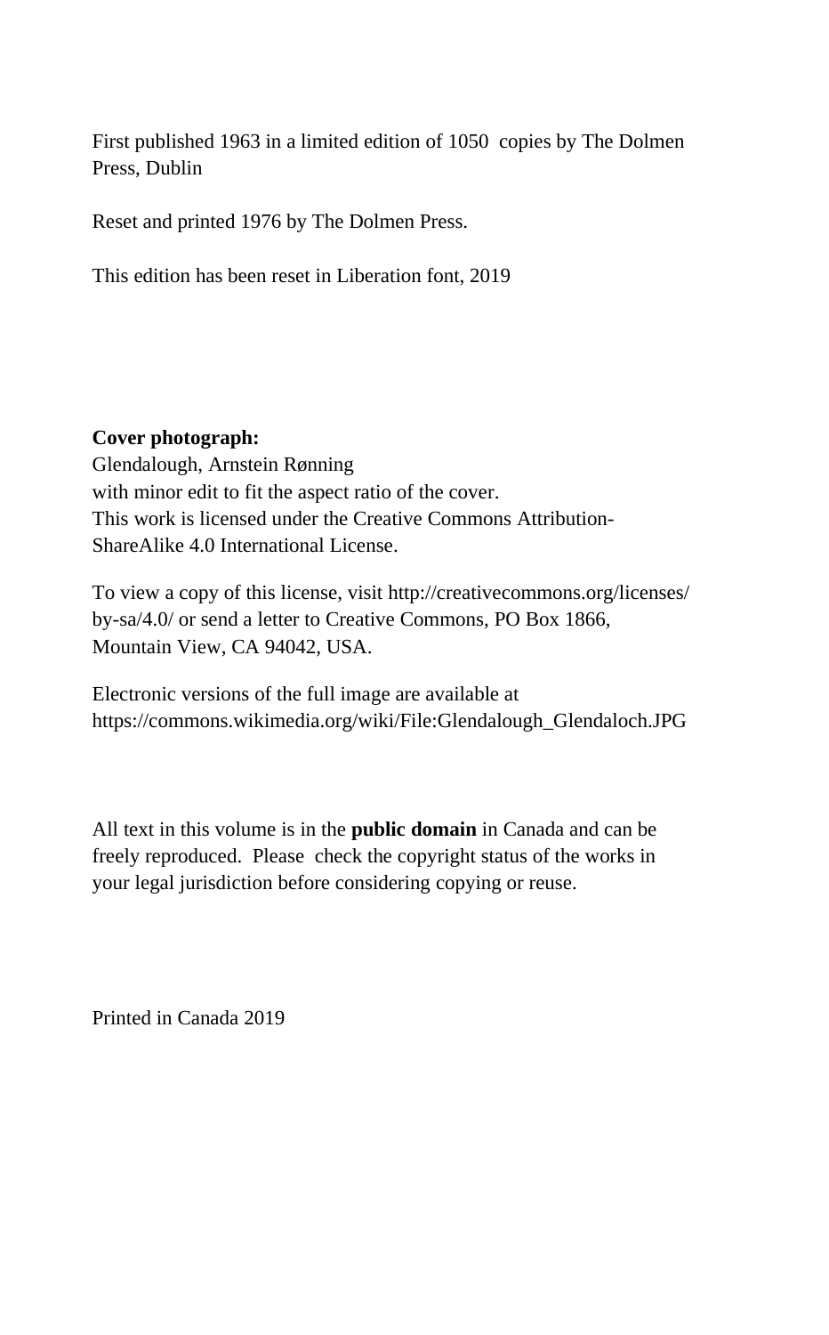First published 1963 in a limited edition of 1050 copies by The Dolmen Press, Dublin

Reset and printed 1976 by The Dolmen Press.

This edition has been reset in Liberation font, 2019

**Cover photograph:**
Glendalough, Arnstein Rønning
with minor edit to fit the aspect ratio of the cover.
This work is licensed under the Creative Commons Attribution-ShareAlike 4.0 International License.

To view a copy of this license, visit http://creativecommons.org/licenses/by-sa/4.0/ or send a letter to Creative Commons, PO Box 1866, Mountain View, CA 94042, USA.

Electronic versions of the full image are available at https://commons.wikimedia.org/wiki/File:Glendalough_Glendaloch.JPG

All text in this volume is in the **public domain** in Canada and can be freely reproduced. Please check the copyright status of the works in your legal jurisdiction before considering copying or reuse.

Printed in Canada 2019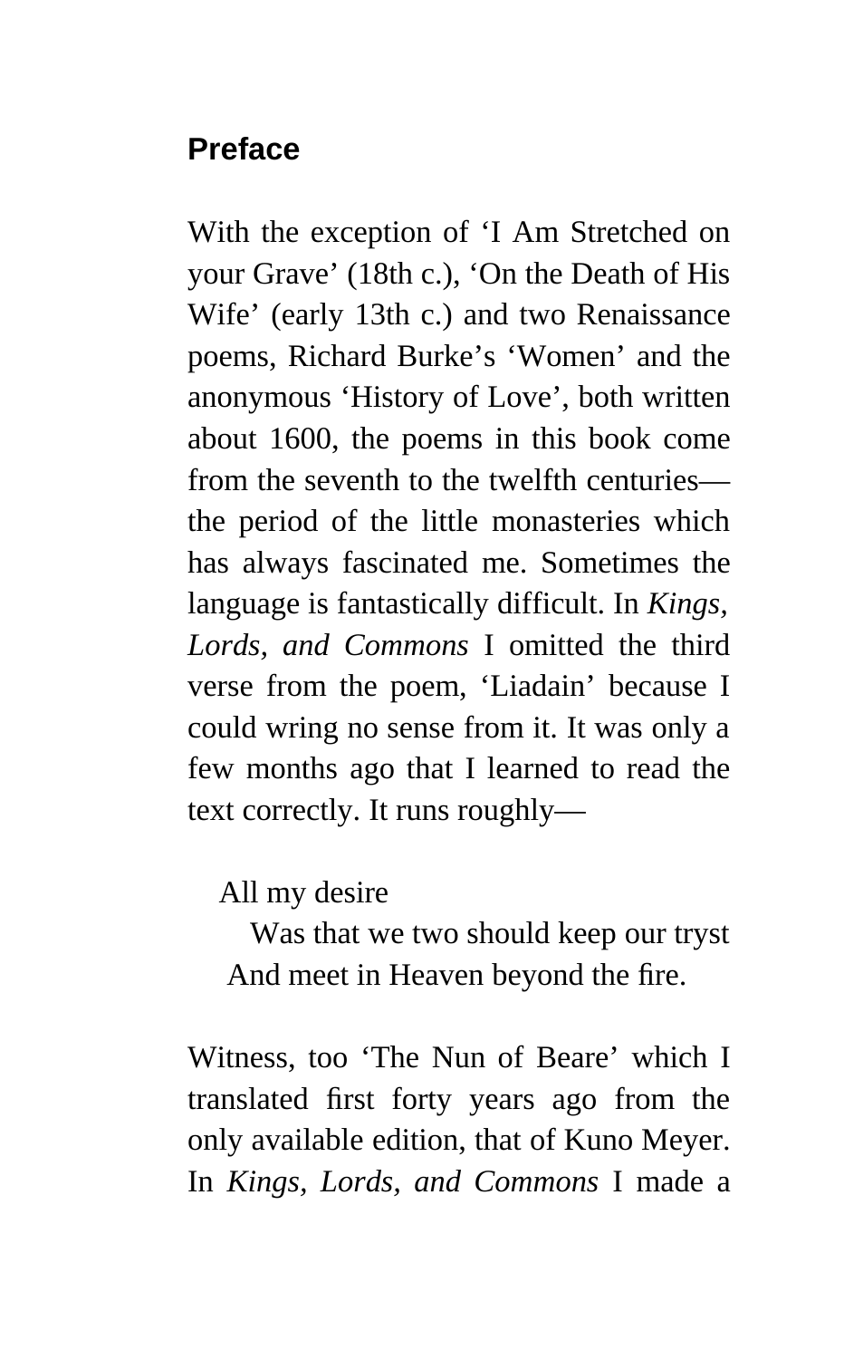## Preface

With the exception of ‘I Am Stretched on your Grave’ (18th c.), ‘On the Death of His Wife’ (early 13th c.) and two Renaissance poems, Richard Burke’s ‘Women’ and the anonymous ‘History of Love’, both written about 1600, the poems in this book come from the seventh to the twelfth centuries—the period of the little monasteries which has always fascinated me. Sometimes the language is fantastically difficult. In *Kings, Lords, and Commons* I omitted the third verse from the poem, ‘Liadain’ because I could wring no sense from it. It was only a few months ago that I learned to read the text correctly. It runs roughly—

> All my desire
> Was that we two should keep our tryst
> And meet in Heaven beyond the fire.

Witness, too ‘The Nun of Beare’ which I translated first forty years ago from the only available edition, that of Kuno Meyer. In *Kings, Lords, and Commons* I made a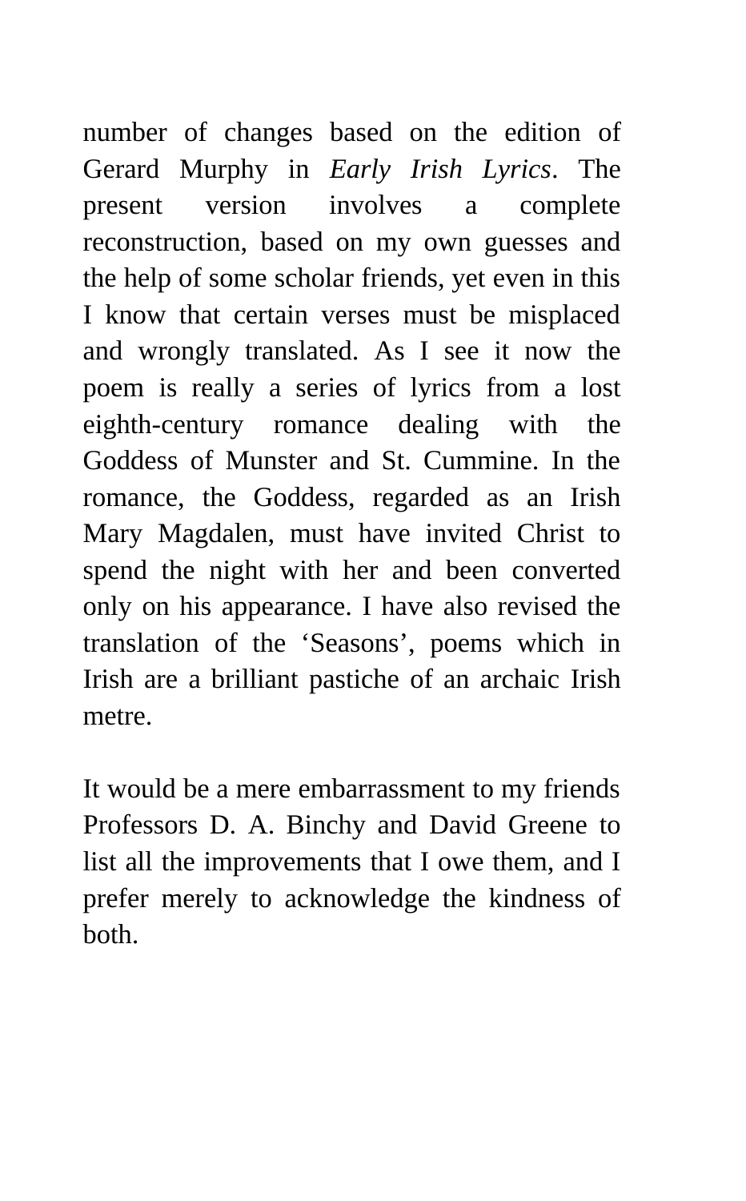number of changes based on the edition of Gerard Murphy in *Early Irish Lyrics*. The present version involves a complete reconstruction, based on my own guesses and the help of some scholar friends, yet even in this I know that certain verses must be misplaced and wrongly translated. As I see it now the poem is really a series of lyrics from a lost eighth-century romance dealing with the Goddess of Munster and St. Cummine. In the romance, the Goddess, regarded as an Irish Mary Magdalen, must have invited Christ to spend the night with her and been converted only on his appearance. I have also revised the translation of the ‘Seasons’, poems which in Irish are a brilliant pastiche of an archaic Irish metre.

It would be a mere embarrassment to my friends Professors D. A. Binchy and David Greene to list all the improvements that I owe them, and I prefer merely to acknowledge the kindness of both.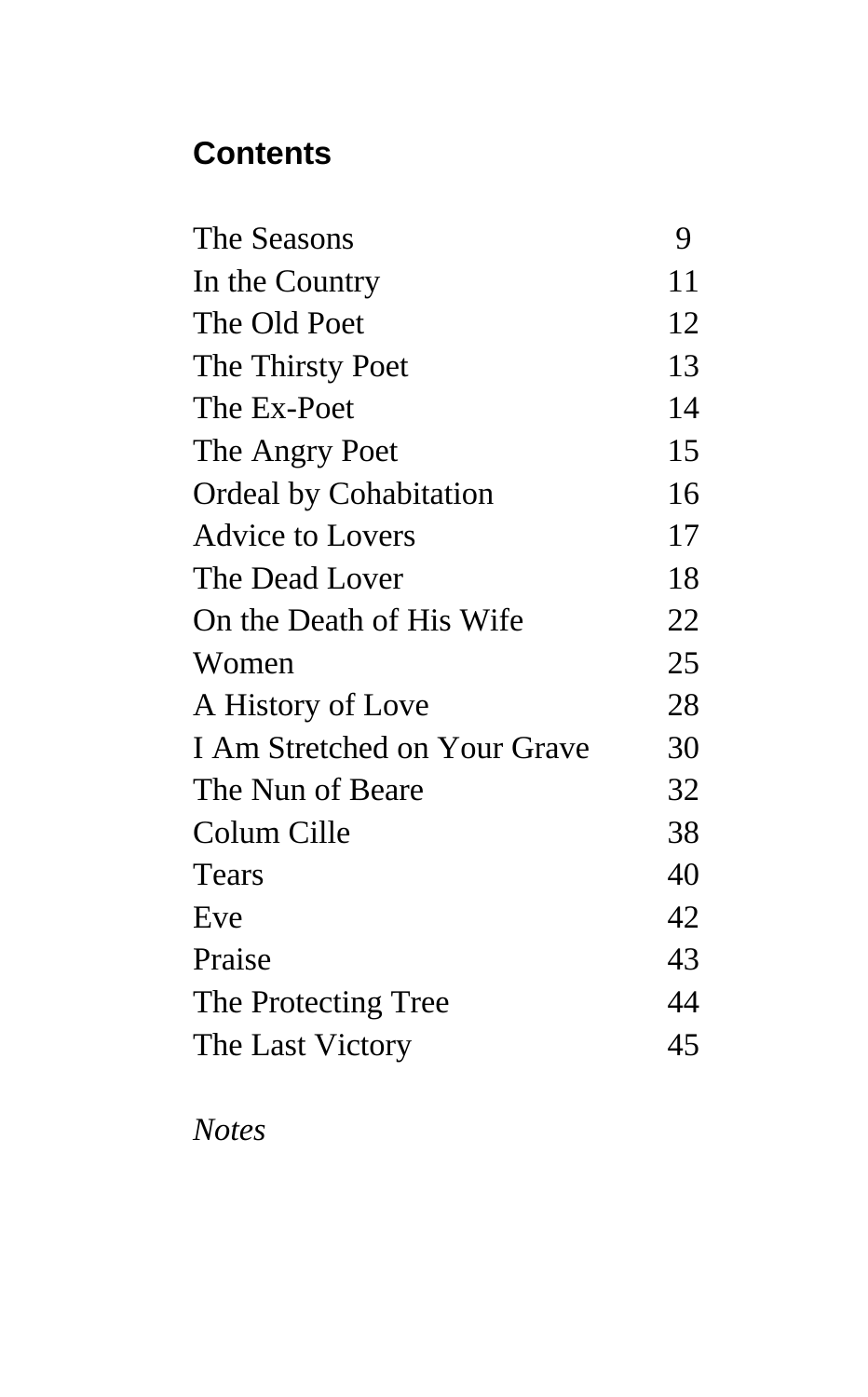## Contents

| | |
|---|---|
| The Seasons | 9 |
| In the Country | 11 |
| The Old Poet | 12 |
| The Thirsty Poet | 13 |
| The Ex-Poet | 14 |
| The Angry Poet | 15 |
| Ordeal by Cohabitation | 16 |
| Advice to Lovers | 17 |
| The Dead Lover | 18 |
| On the Death of His Wife | 22 |
| Women | 25 |
| A History of Love | 28 |
| I Am Stretched on Your Grave | 30 |
| The Nun of Beare | 32 |
| Colum Cille | 38 |
| Tears | 40 |
| Eve | 42 |
| Praise | 43 |
| The Protecting Tree | 44 |
| The Last Victory | 45 |

*Notes*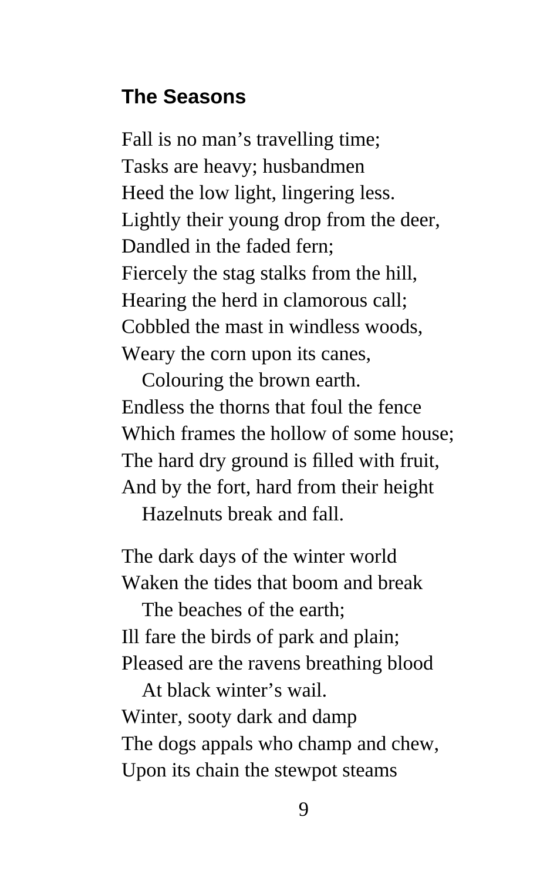## The Seasons

Fall is no man's travelling time;
Tasks are heavy; husbandmen
Heed the low light, lingering less.
Lightly their young drop from the deer,
Dandled in the faded fern;
Fiercely the stag stalks from the hill,
Hearing the herd in clamorous call;
Cobbled the mast in windless woods,
Weary the corn upon its canes,
   Colouring the brown earth.
Endless the thorns that foul the fence
Which frames the hollow of some house;
The hard dry ground is filled with fruit,
And by the fort, hard from their height
   Hazelnuts break and fall.

The dark days of the winter world
Waken the tides that boom and break
   The beaches of the earth;
Ill fare the birds of park and plain;
Pleased are the ravens breathing blood
   At black winter's wail.
Winter, sooty dark and damp
The dogs appals who champ and chew,
Upon its chain the stewpot steams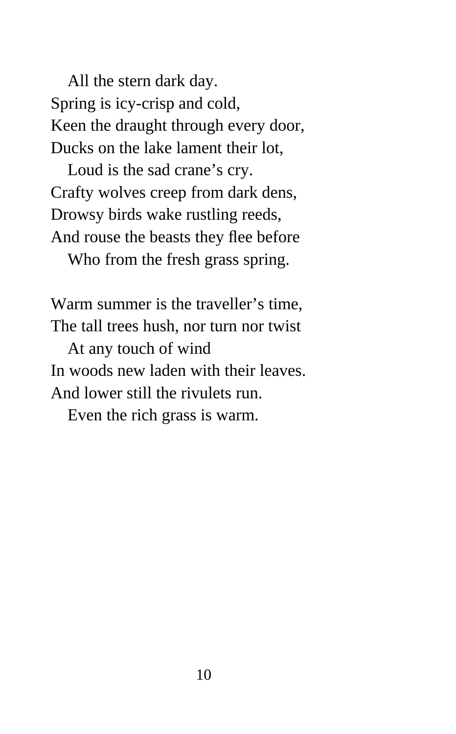All the stern dark day.
Spring is icy-crisp and cold,
Keen the draught through every door,
Ducks on the lake lament their lot,
   Loud is the sad crane's cry.
Crafty wolves creep from dark dens,
Drowsy birds wake rustling reeds,
And rouse the beasts they flee before
   Who from the fresh grass spring.

Warm summer is the traveller's time,
The tall trees hush, nor turn nor twist
   At any touch of wind
In woods new laden with their leaves.
And lower still the rivulets run.
   Even the rich grass is warm.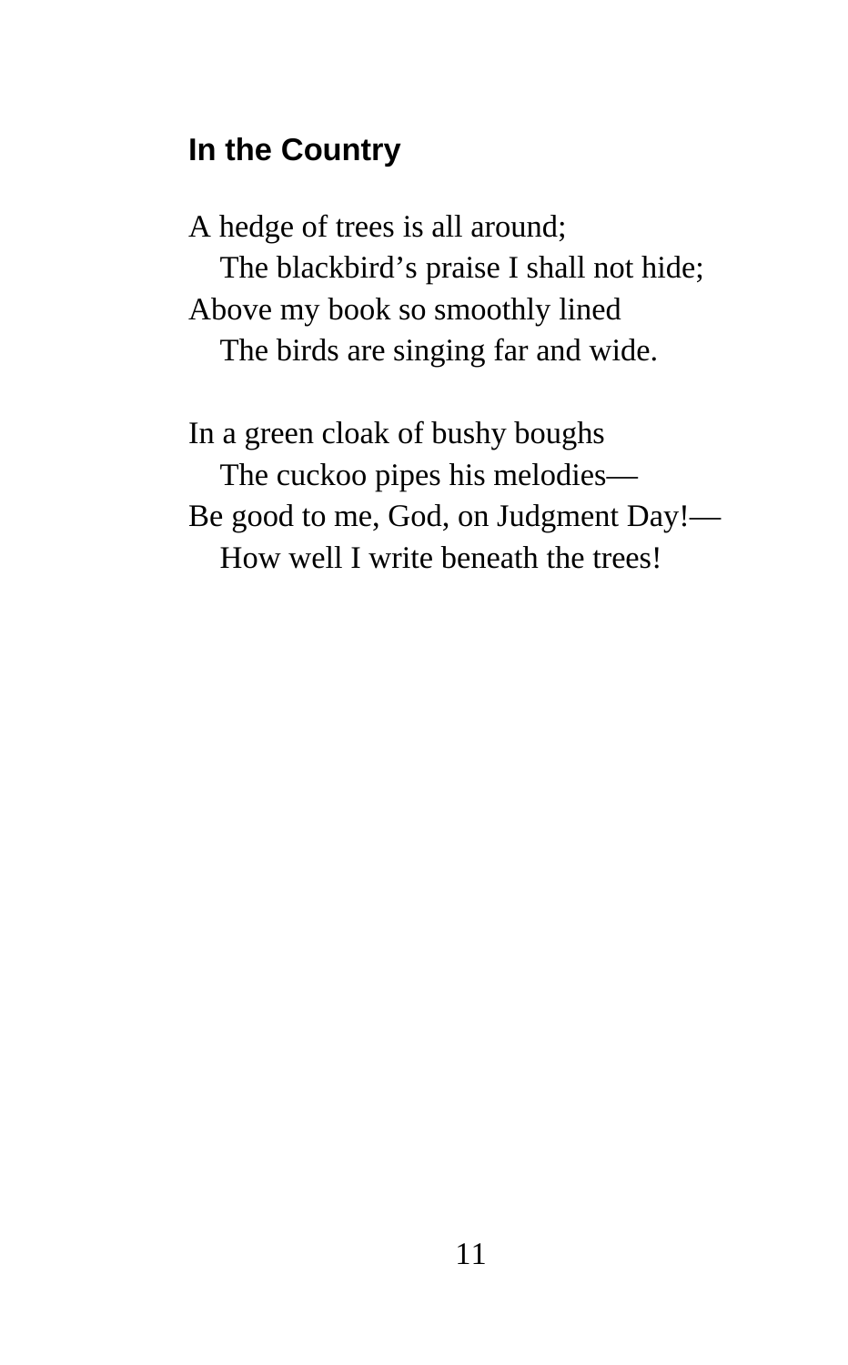## In the Country

A hedge of trees is all around;  
   The blackbird’s praise I shall not hide;  
Above my book so smoothly lined  
   The birds are singing far and wide.

In a green cloak of bushy boughs  
   The cuckoo pipes his melodies—  
Be good to me, God, on Judgment Day!—  
   How well I write beneath the trees!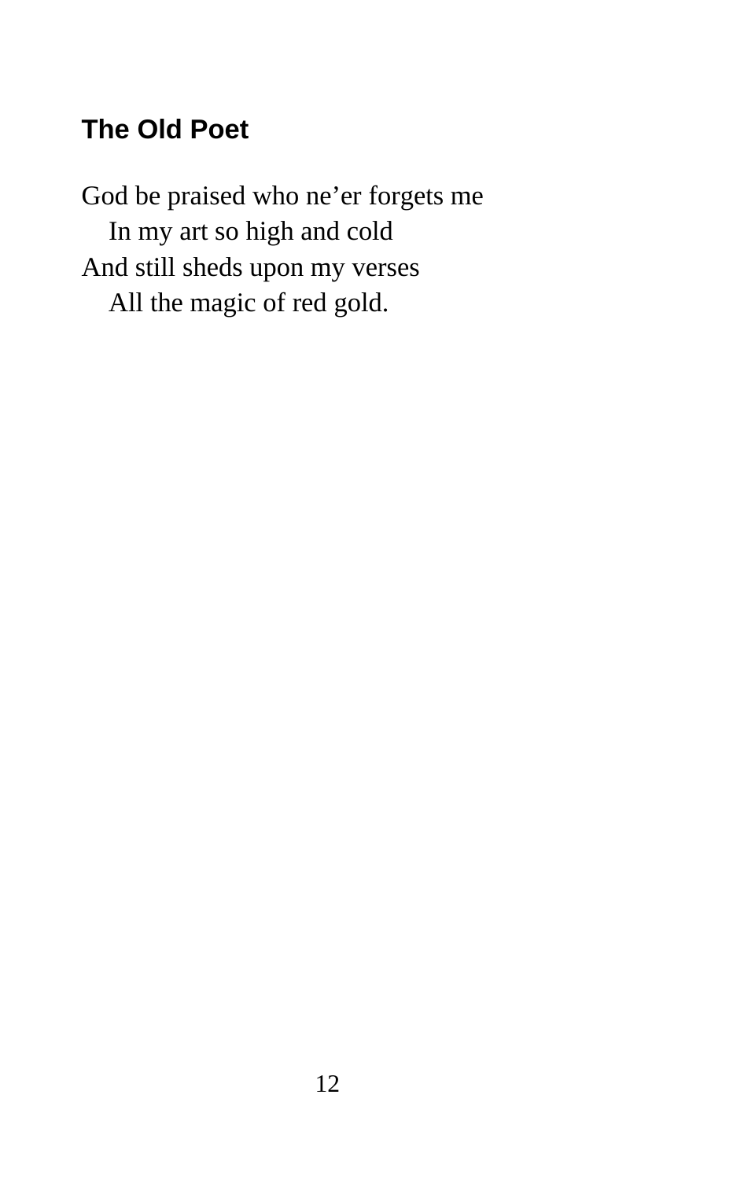## The Old Poet

God be praised who ne'er forgets me  
  In my art so high and cold  
And still sheds upon my verses  
  All the magic of red gold.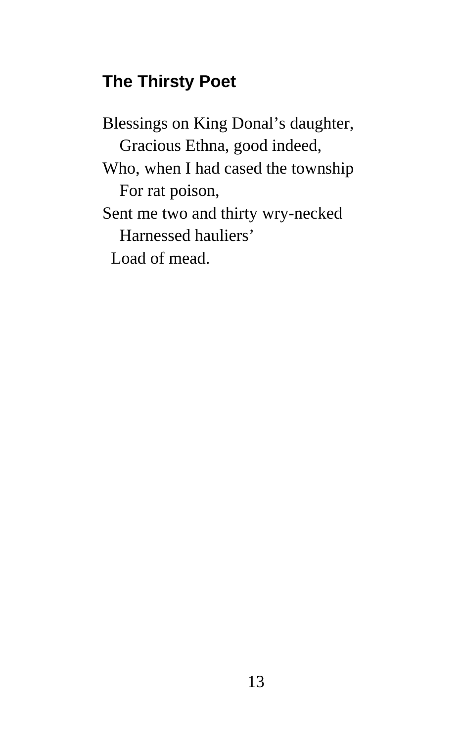## The Thirsty Poet

Blessings on King Donal’s daughter,
  Gracious Ethna, good indeed,
Who, when I had cased the township
  For rat poison,
Sent me two and thirty wry-necked
  Harnessed hauliers’
 Load of mead.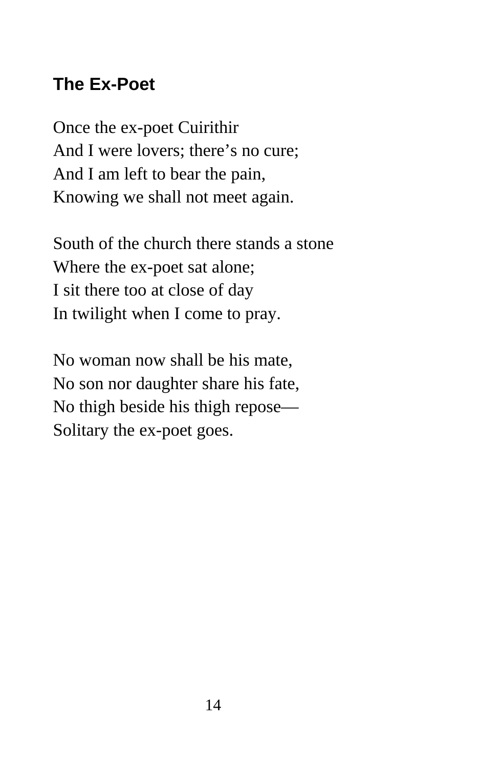### The Ex-Poet

Once the ex-poet Cuirithir  
And I were lovers; there’s no cure;  
And I am left to bear the pain,  
Knowing we shall not meet again.

South of the church there stands a stone  
Where the ex-poet sat alone;  
I sit there too at close of day  
In twilight when I come to pray.

No woman now shall be his mate,  
No son nor daughter share his fate,  
No thigh beside his thigh repose—  
Solitary the ex-poet goes.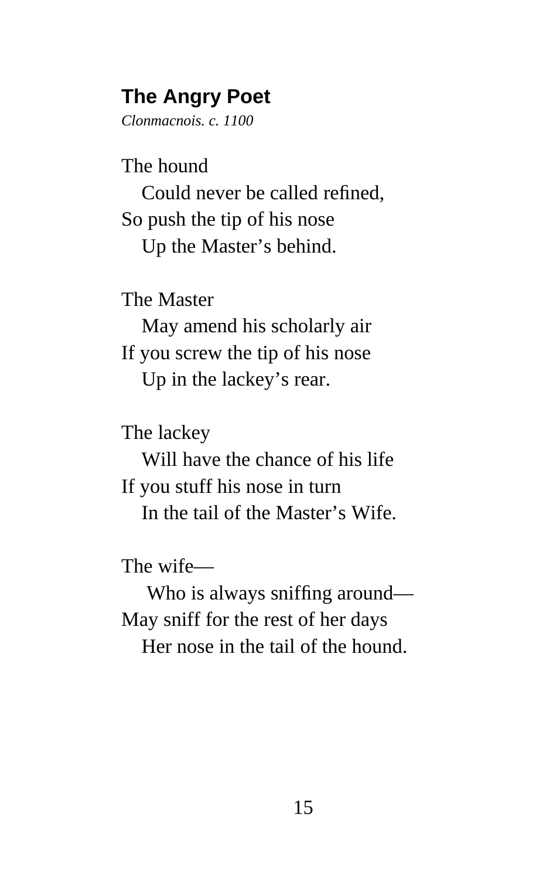## The Angry Poet

*Clonmacnois. c. 1100*

The hound  
   Could never be called refined,  
So push the tip of his nose  
   Up the Master's behind.

The Master  
   May amend his scholarly air  
If you screw the tip of his nose  
   Up in the lackey's rear.

The lackey  
   Will have the chance of his life  
If you stuff his nose in turn  
   In the tail of the Master's Wife.

The wife—  
   Who is always sniffing around—  
May sniff for the rest of her days  
   Her nose in the tail of the hound.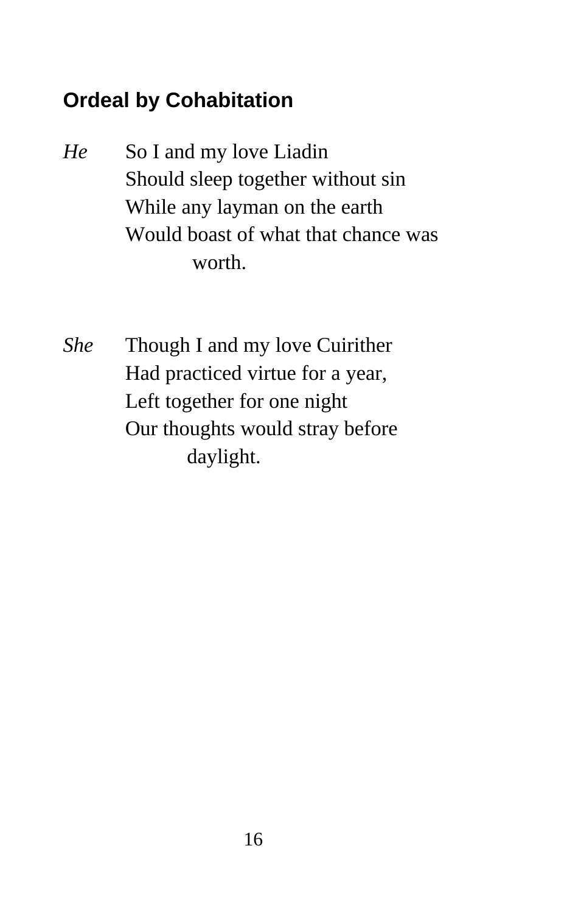## Ordeal by Cohabitation

*He* So I and my love Liadin
Should sleep together without sin
While any layman on the earth
Would boast of what that chance was
worth.

*She* Though I and my love Cuirither
Had practiced virtue for a year,
Left together for one night
Our thoughts would stray before
daylight.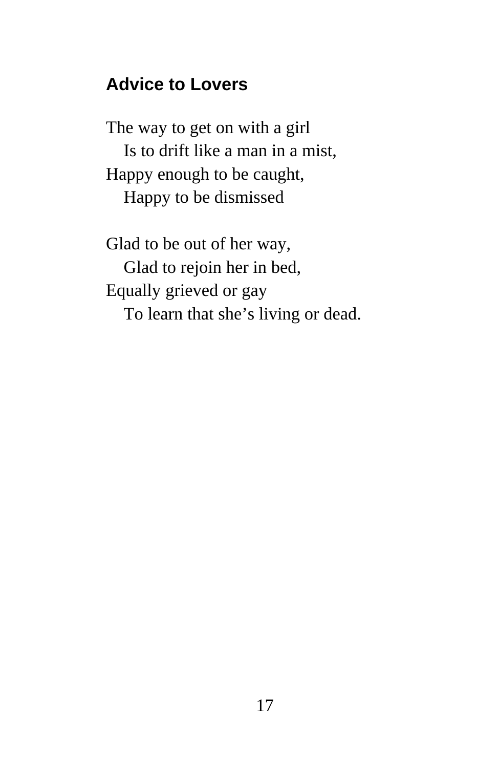## Advice to Lovers

The way to get on with a girl  
   Is to drift like a man in a mist,  
Happy enough to be caught,  
   Happy to be dismissed

Glad to be out of her way,  
   Glad to rejoin her in bed,  
Equally grieved or gay  
   To learn that she’s living or dead.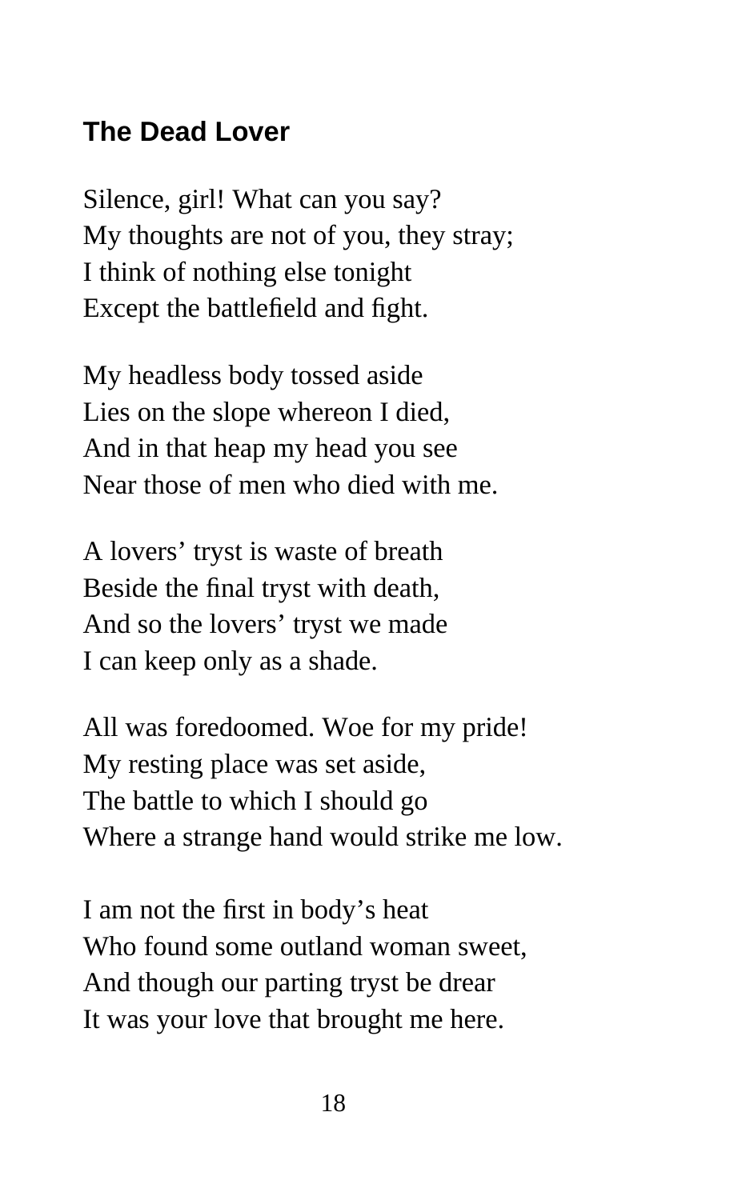## The Dead Lover

Silence, girl! What can you say?  
My thoughts are not of you, they stray;  
I think of nothing else tonight  
Except the battlefield and fight.

My headless body tossed aside  
Lies on the slope whereon I died,  
And in that heap my head you see  
Near those of men who died with me.

A lovers’ tryst is waste of breath  
Beside the final tryst with death,  
And so the lovers’ tryst we made  
I can keep only as a shade.

All was foredoomed. Woe for my pride!  
My resting place was set aside,  
The battle to which I should go  
Where a strange hand would strike me low.

I am not the first in body’s heat  
Who found some outland woman sweet,  
And though our parting tryst be drear  
It was your love that brought me here.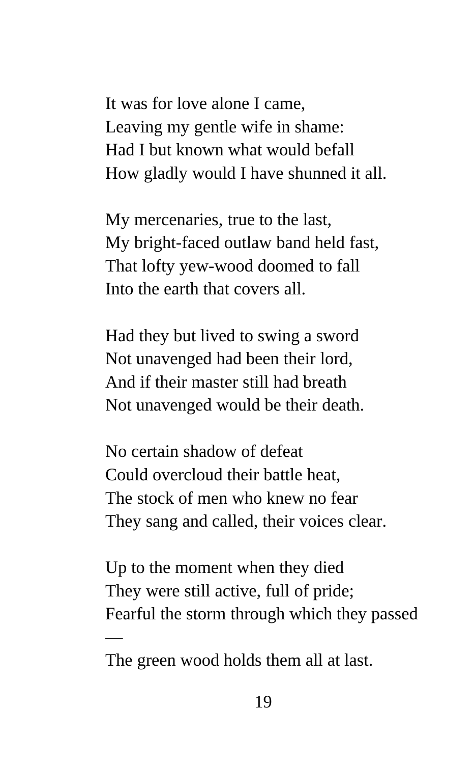It was for love alone I came,  
Leaving my gentle wife in shame:  
Had I but known what would befall  
How gladly would I have shunned it all.

My mercenaries, true to the last,  
My bright-faced outlaw band held fast,  
That lofty yew-wood doomed to fall  
Into the earth that covers all.

Had they but lived to swing a sword  
Not unavenged had been their lord,  
And if their master still had breath  
Not unavenged would be their death.

No certain shadow of defeat  
Could overcloud their battle heat,  
The stock of men who knew no fear  
They sang and called, their voices clear.

Up to the moment when they died  
They were still active, full of pride;  
Fearful the storm through which they passed —  
The green wood holds them all at last.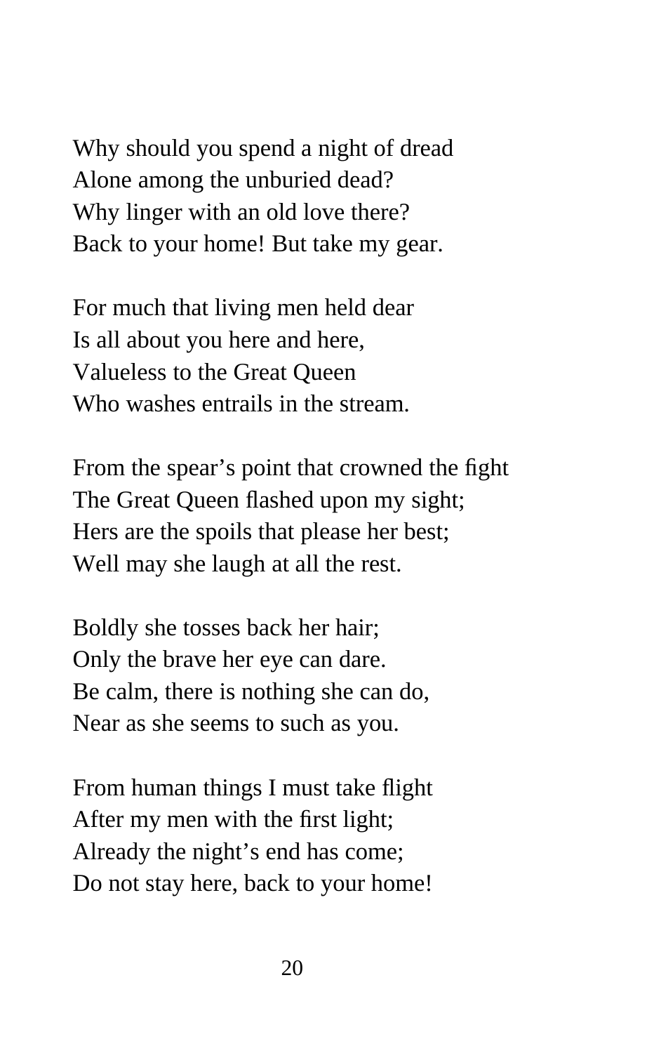Why should you spend a night of dread
Alone among the unburied dead?
Why linger with an old love there?
Back to your home! But take my gear.

For much that living men held dear
Is all about you here and here,
Valueless to the Great Queen
Who washes entrails in the stream.

From the spear's point that crowned the fight
The Great Queen flashed upon my sight;
Hers are the spoils that please her best;
Well may she laugh at all the rest.

Boldly she tosses back her hair;
Only the brave her eye can dare.
Be calm, there is nothing she can do,
Near as she seems to such as you.

From human things I must take flight
After my men with the first light;
Already the night's end has come;
Do not stay here, back to your home!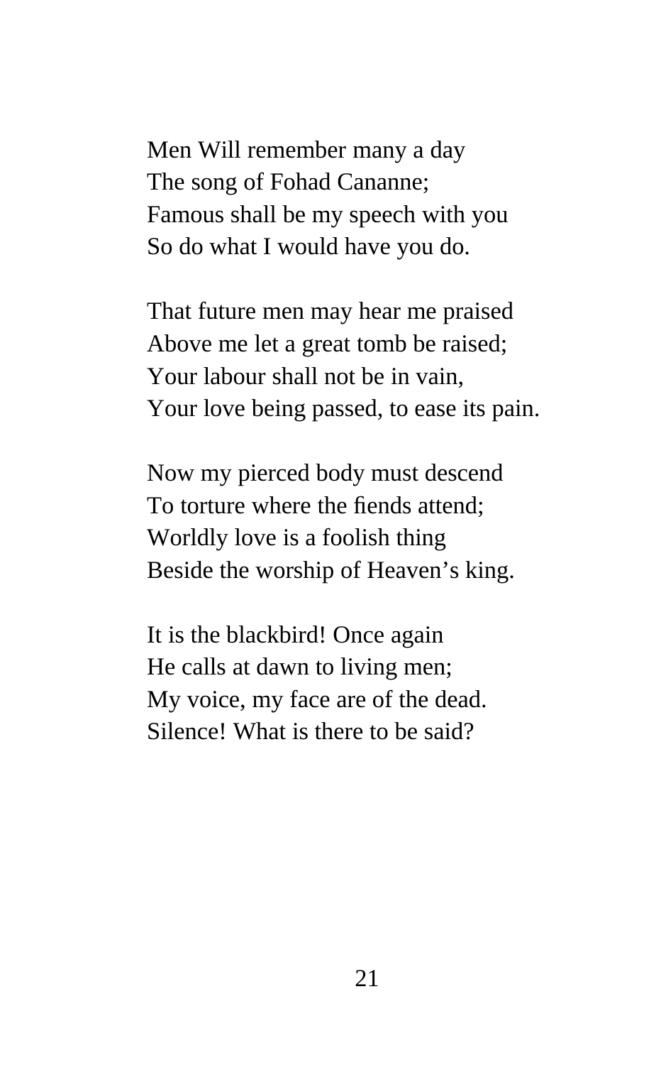Men Will remember many a day
The song of Fohad Cananne;
Famous shall be my speech with you
So do what I would have you do.

That future men may hear me praised
Above me let a great tomb be raised;
Your labour shall not be in vain,
Your love being passed, to ease its pain.

Now my pierced body must descend
To torture where the fiends attend;
Worldly love is a foolish thing
Beside the worship of Heaven's king.

It is the blackbird! Once again
He calls at dawn to living men;
My voice, my face are of the dead.
Silence! What is there to be said?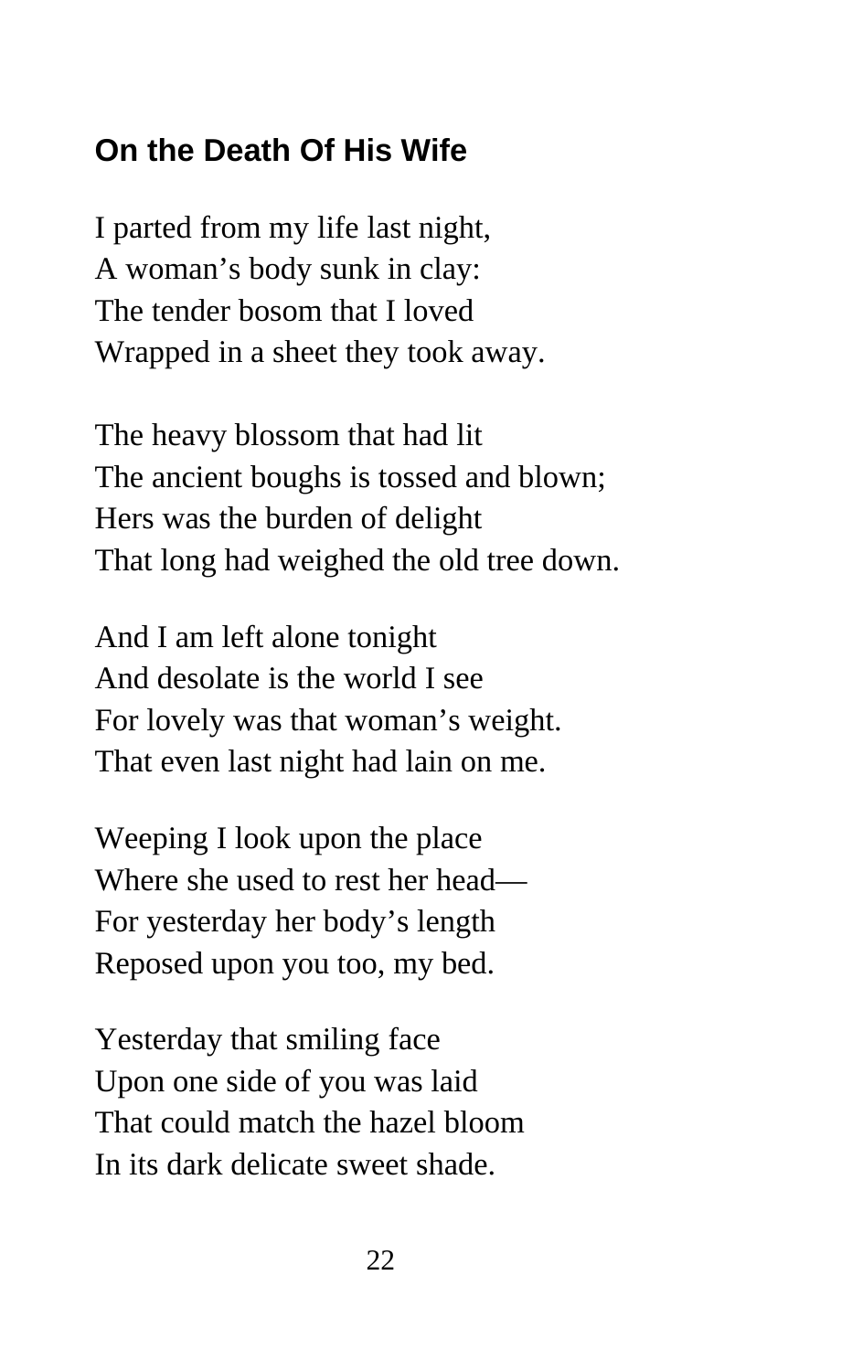## On the Death Of His Wife

I parted from my life last night,  
A woman’s body sunk in clay:  
The tender bosom that I loved  
Wrapped in a sheet they took away.

The heavy blossom that had lit  
The ancient boughs is tossed and blown;  
Hers was the burden of delight  
That long had weighed the old tree down.

And I am left alone tonight  
And desolate is the world I see  
For lovely was that woman’s weight.  
That even last night had lain on me.

Weeping I look upon the place  
Where she used to rest her head—  
For yesterday her body’s length  
Reposed upon you too, my bed.

Yesterday that smiling face  
Upon one side of you was laid  
That could match the hazel bloom  
In its dark delicate sweet shade.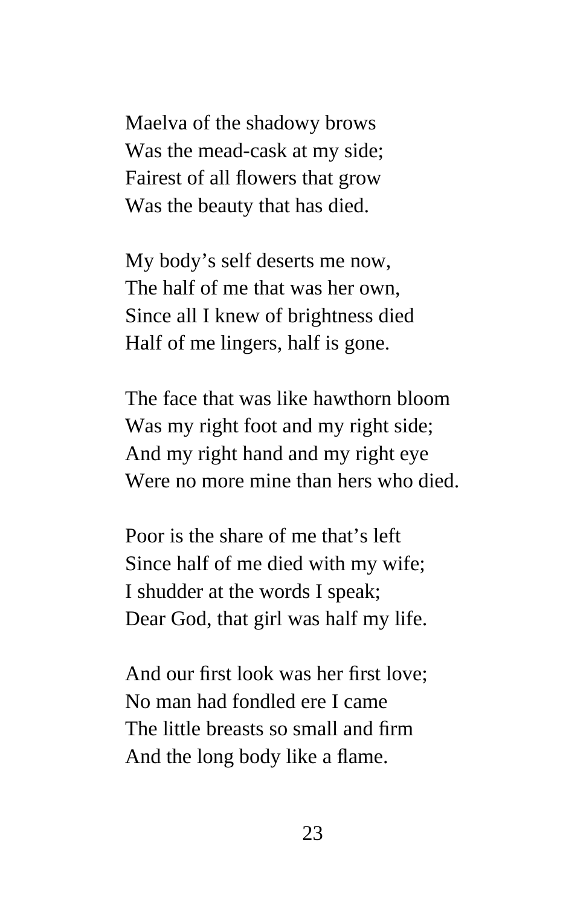Maelva of the shadowy brows
Was the mead-cask at my side;
Fairest of all flowers that grow
Was the beauty that has died.

My body's self deserts me now,
The half of me that was her own,
Since all I knew of brightness died
Half of me lingers, half is gone.

The face that was like hawthorn bloom
Was my right foot and my right side;
And my right hand and my right eye
Were no more mine than hers who died.

Poor is the share of me that's left
Since half of me died with my wife;
I shudder at the words I speak;
Dear God, that girl was half my life.

And our first look was her first love;
No man had fondled ere I came
The little breasts so small and firm
And the long body like a flame.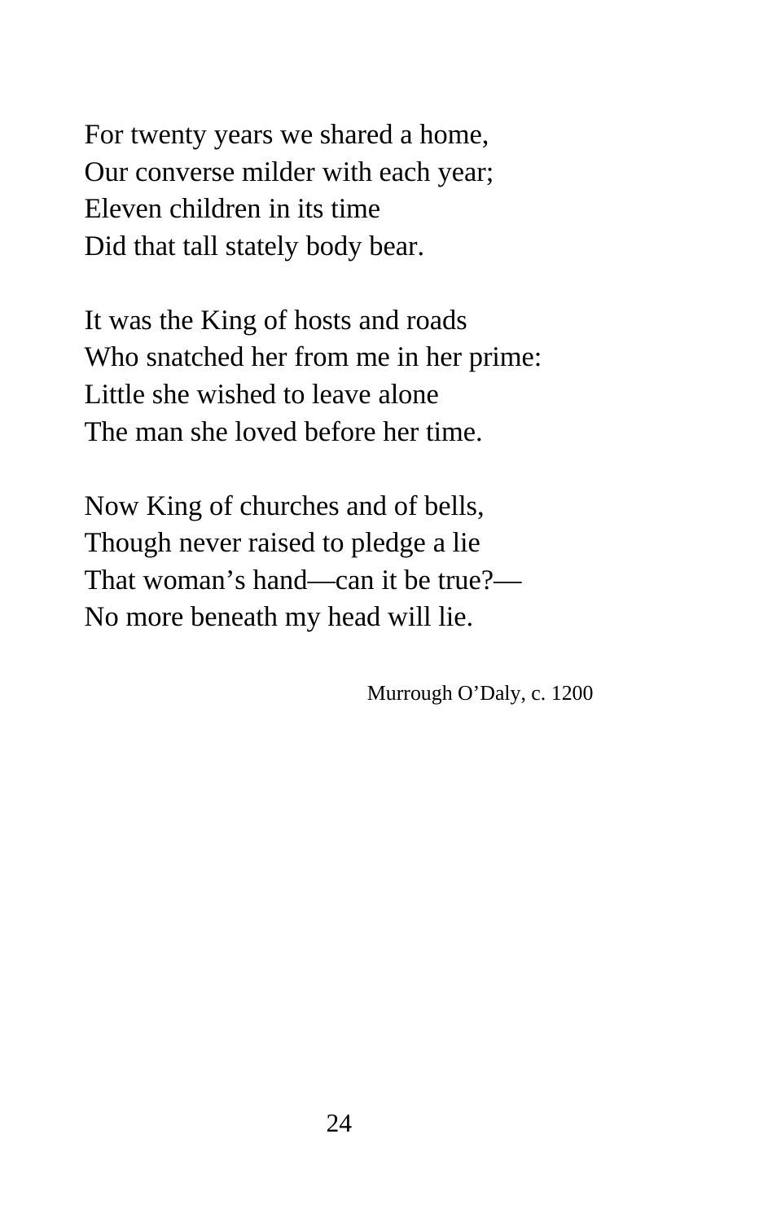For twenty years we shared a home,  
Our converse milder with each year;  
Eleven children in its time  
Did that tall stately body bear.

It was the King of hosts and roads  
Who snatched her from me in her prime:  
Little she wished to leave alone  
The man she loved before her time.

Now King of churches and of bells,  
Though never raised to pledge a lie  
That woman’s hand—can it be true?—  
No more beneath my head will lie.

Murrough O’Daly, c. 1200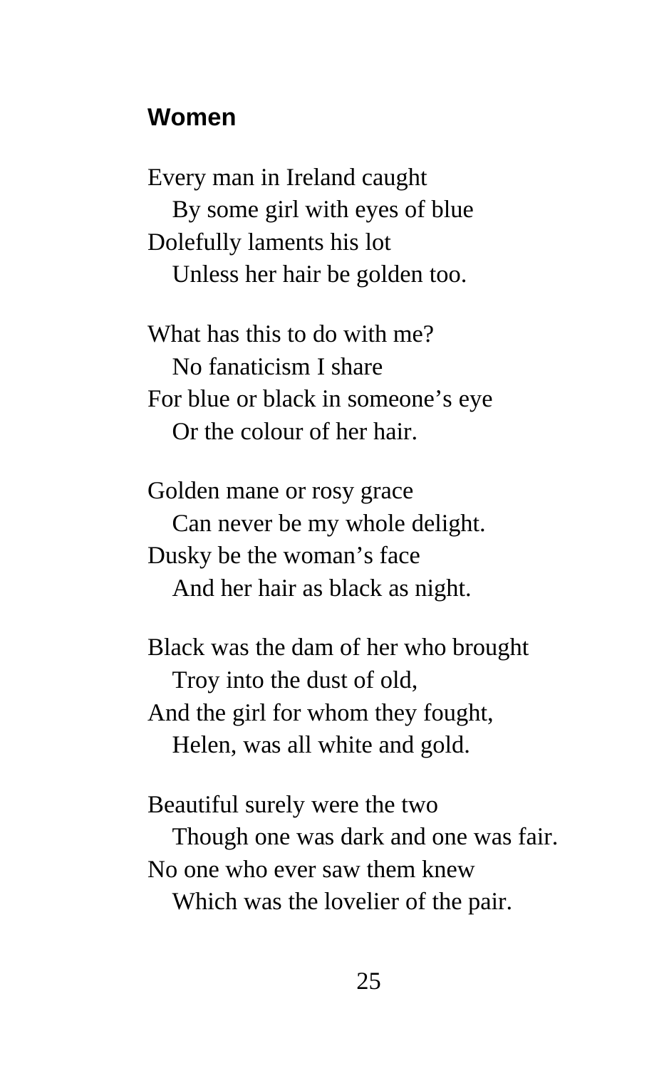## Women

Every man in Ireland caught  
   By some girl with eyes of blue  
Dolefully laments his lot  
   Unless her hair be golden too.

What has this to do with me?  
   No fanaticism I share  
For blue or black in someone's eye  
   Or the colour of her hair.

Golden mane or rosy grace  
   Can never be my whole delight.  
Dusky be the woman's face  
   And her hair as black as night.

Black was the dam of her who brought  
   Troy into the dust of old,  
And the girl for whom they fought,  
   Helen, was all white and gold.

Beautiful surely were the two  
   Though one was dark and one was fair.  
No one who ever saw them knew  
   Which was the lovelier of the pair.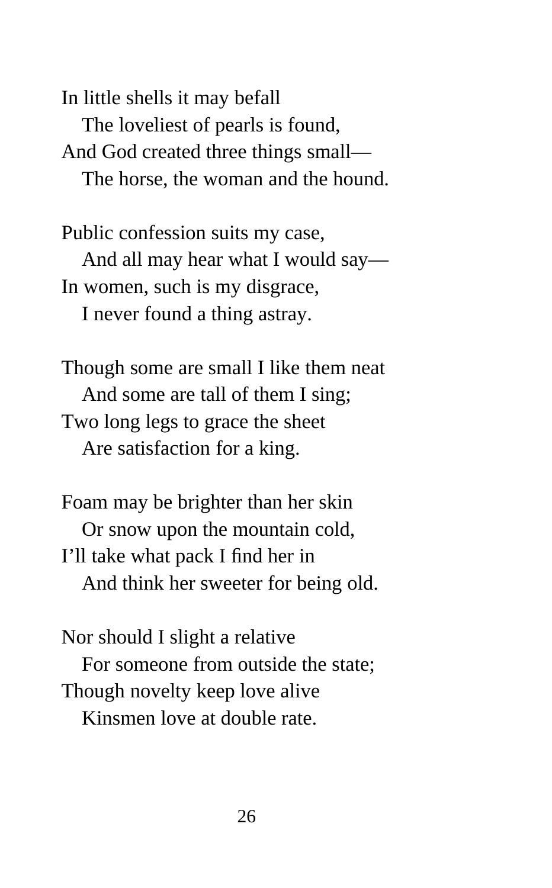In little shells it may befall  
   The loveliest of pearls is found,  
And God created three things small—  
   The horse, the woman and the hound.

Public confession suits my case,  
   And all may hear what I would say—  
In women, such is my disgrace,  
   I never found a thing astray.

Though some are small I like them neat  
   And some are tall of them I sing;  
Two long legs to grace the sheet  
   Are satisfaction for a king.

Foam may be brighter than her skin  
   Or snow upon the mountain cold,  
I'll take what pack I find her in  
   And think her sweeter for being old.

Nor should I slight a relative  
   For someone from outside the state;  
Though novelty keep love alive  
   Kinsmen love at double rate.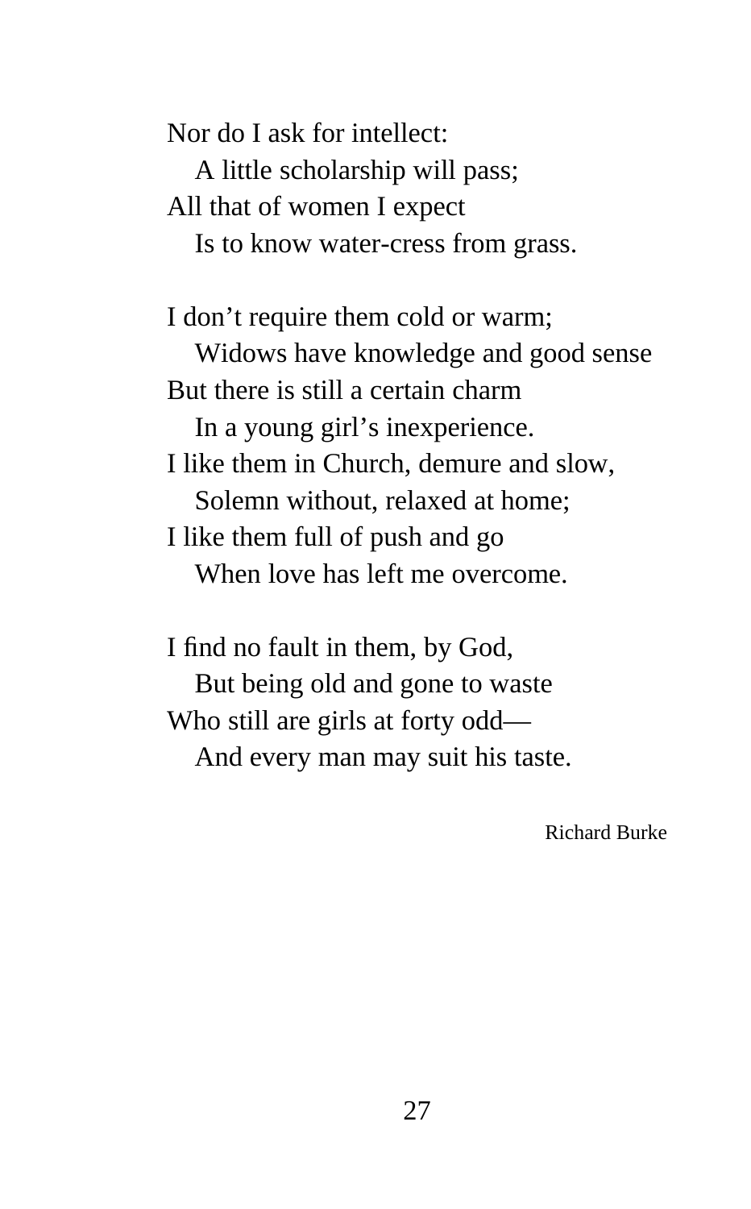Nor do I ask for intellect:  
&nbsp;&nbsp;&nbsp;&nbsp;A little scholarship will pass;  
All that of women I expect  
&nbsp;&nbsp;&nbsp;&nbsp;Is to know water-cress from grass.

I don't require them cold or warm;  
&nbsp;&nbsp;&nbsp;&nbsp;Widows have knowledge and good sense  
But there is still a certain charm  
&nbsp;&nbsp;&nbsp;&nbsp;In a young girl's inexperience.  
I like them in Church, demure and slow,  
&nbsp;&nbsp;&nbsp;&nbsp;Solemn without, relaxed at home;  
I like them full of push and go  
&nbsp;&nbsp;&nbsp;&nbsp;When love has left me overcome.

I find no fault in them, by God,  
&nbsp;&nbsp;&nbsp;&nbsp;But being old and gone to waste  
Who still are girls at forty odd—  
&nbsp;&nbsp;&nbsp;&nbsp;And every man may suit his taste.

Richard Burke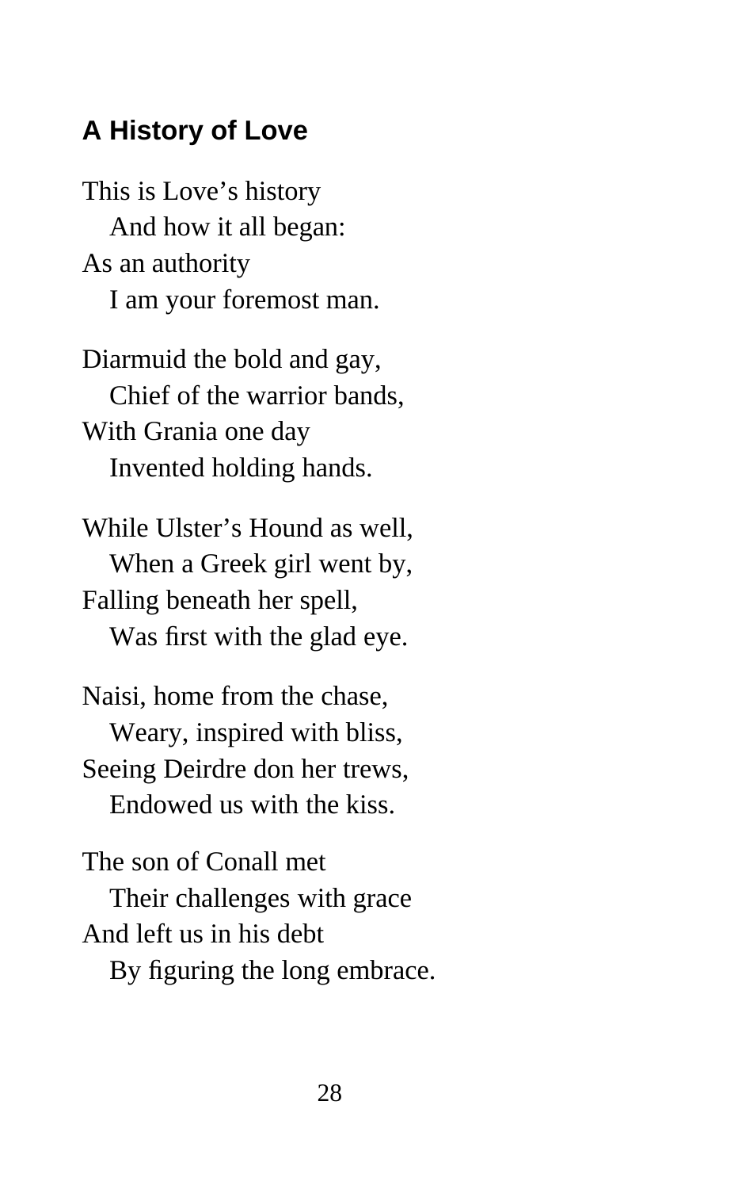## A History of Love

This is Love's history  
   And how it all began:  
As an authority  
   I am your foremost man.

Diarmuid the bold and gay,  
   Chief of the warrior bands,  
With Grania one day  
   Invented holding hands.

While Ulster's Hound as well,  
   When a Greek girl went by,  
Falling beneath her spell,  
   Was first with the glad eye.

Naisi, home from the chase,  
   Weary, inspired with bliss,  
Seeing Deirdre don her trews,  
   Endowed us with the kiss.

The son of Conall met  
   Their challenges with grace  
And left us in his debt  
   By figuring the long embrace.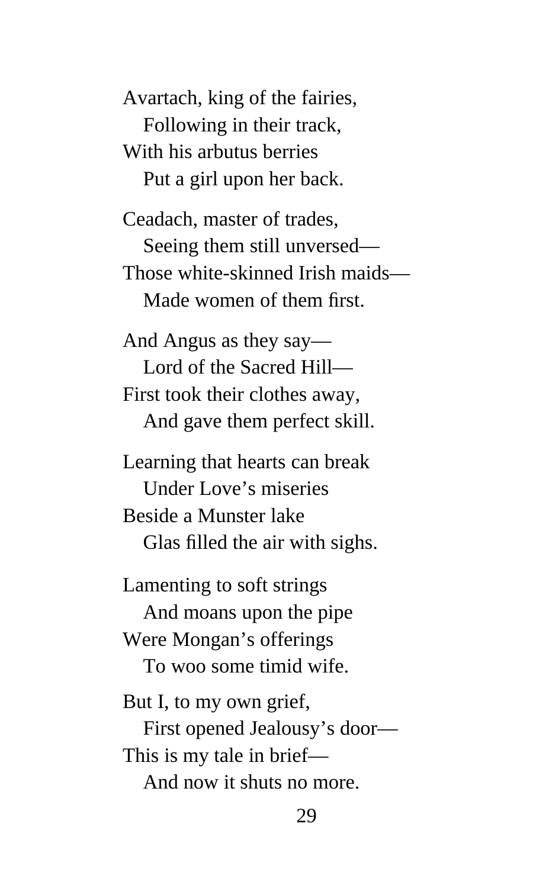Avartach, king of the fairies,
   Following in their track,
With his arbutus berries
   Put a girl upon her back.

Ceadach, master of trades,
   Seeing them still unversed—
Those white-skinned Irish maids—
   Made women of them first.

And Angus as they say—
   Lord of the Sacred Hill—
First took their clothes away,
   And gave them perfect skill.

Learning that hearts can break
   Under Love's miseries
Beside a Munster lake
   Glas filled the air with sighs.

Lamenting to soft strings
   And moans upon the pipe
Were Mongan's offerings
   To woo some timid wife.

But I, to my own grief,
   First opened Jealousy's door—
This is my tale in brief—
   And now it shuts no more.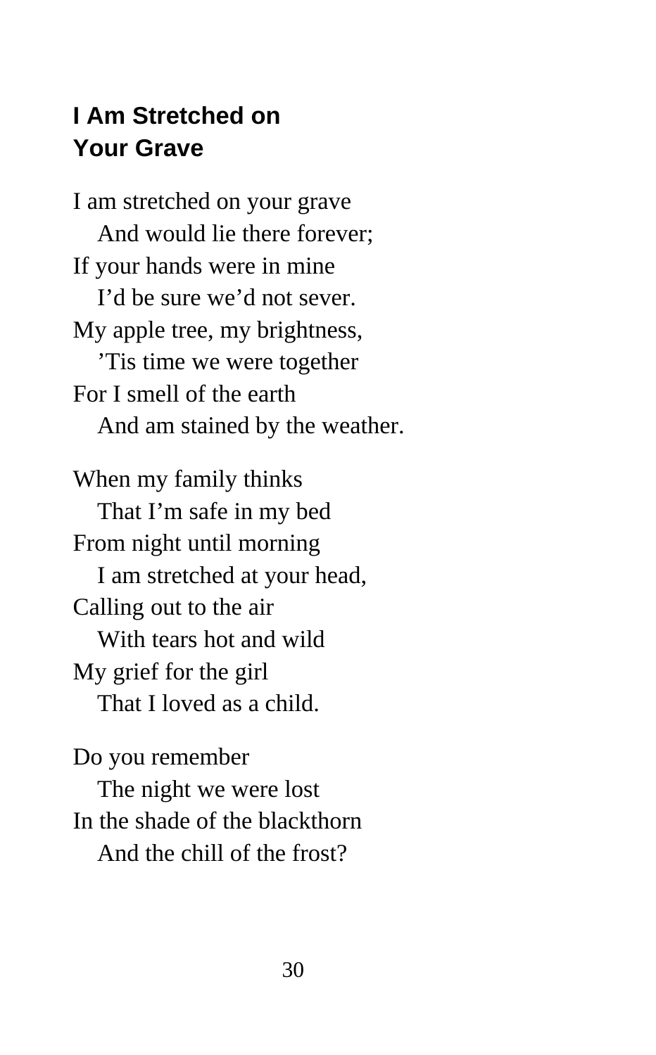## I Am Stretched on Your Grave

I am stretched on your grave  
   And would lie there forever;  
If your hands were in mine  
   I'd be sure we'd not sever.  
My apple tree, my brightness,  
   'Tis time we were together  
For I smell of the earth  
   And am stained by the weather.

When my family thinks  
   That I'm safe in my bed  
From night until morning  
   I am stretched at your head,  
Calling out to the air  
   With tears hot and wild  
My grief for the girl  
   That I loved as a child.

Do you remember  
   The night we were lost  
In the shade of the blackthorn  
   And the chill of the frost?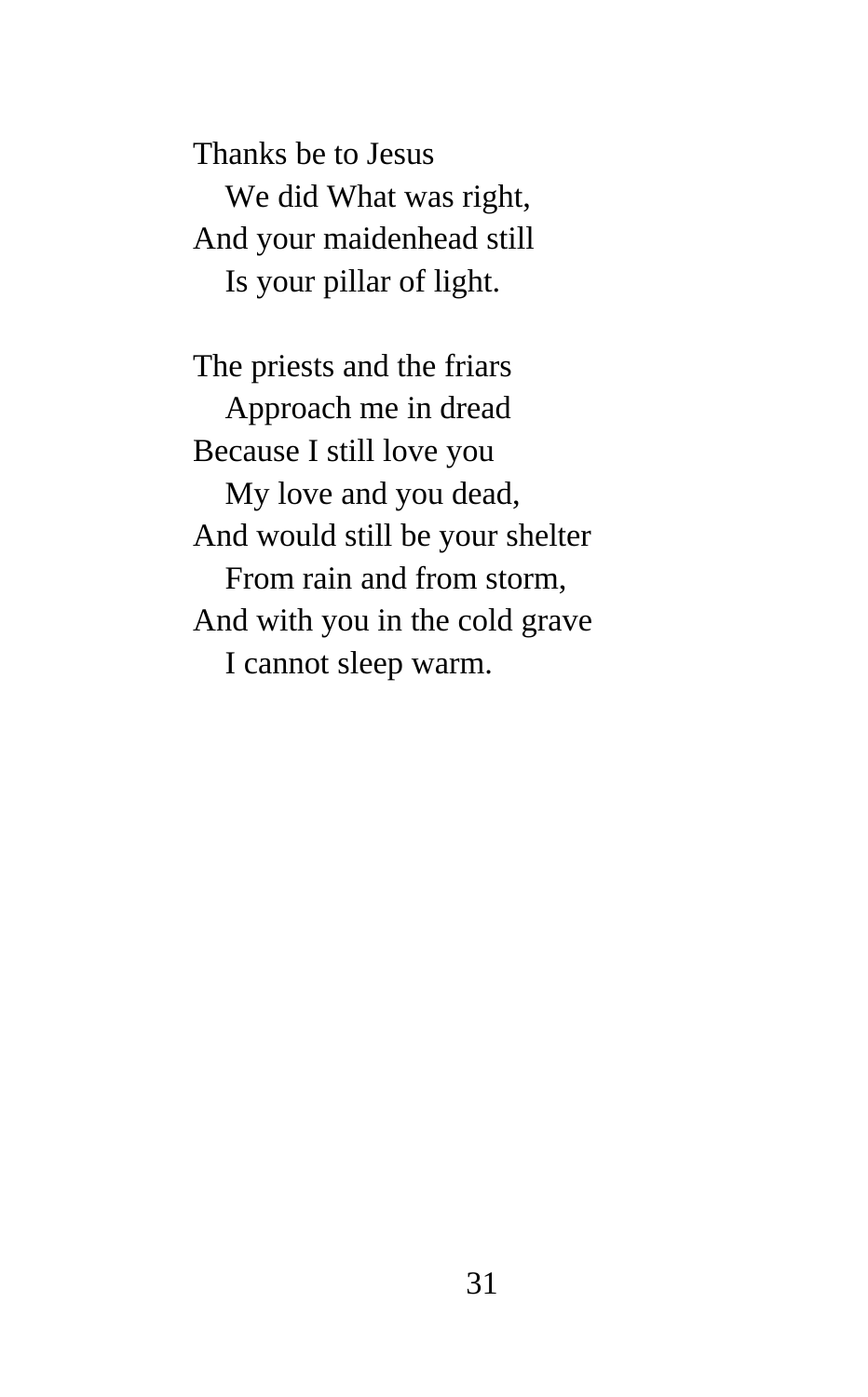Thanks be to Jesus
   We did What was right,
And your maidenhead still
   Is your pillar of light.

The priests and the friars
   Approach me in dread
Because I still love you
   My love and you dead,
And would still be your shelter
   From rain and from storm,
And with you in the cold grave
   I cannot sleep warm.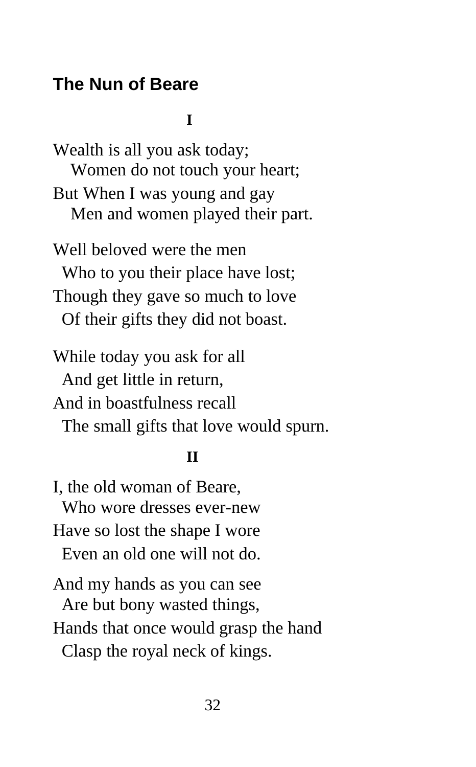## The Nun of Beare

**I**

Wealth is all you ask today;  
Women do not touch your heart;  
But When I was young and gay  
Men and women played their part.

Well beloved were the men  
Who to you their place have lost;  
Though they gave so much to love  
Of their gifts they did not boast.

While today you ask for all  
And get little in return,  
And in boastfulness recall  
The small gifts that love would spurn.

**II**

I, the old woman of Beare,  
Who wore dresses ever-new  
Have so lost the shape I wore  
Even an old one will not do.

And my hands as you can see  
Are but bony wasted things,  
Hands that once would grasp the hand  
Clasp the royal neck of kings.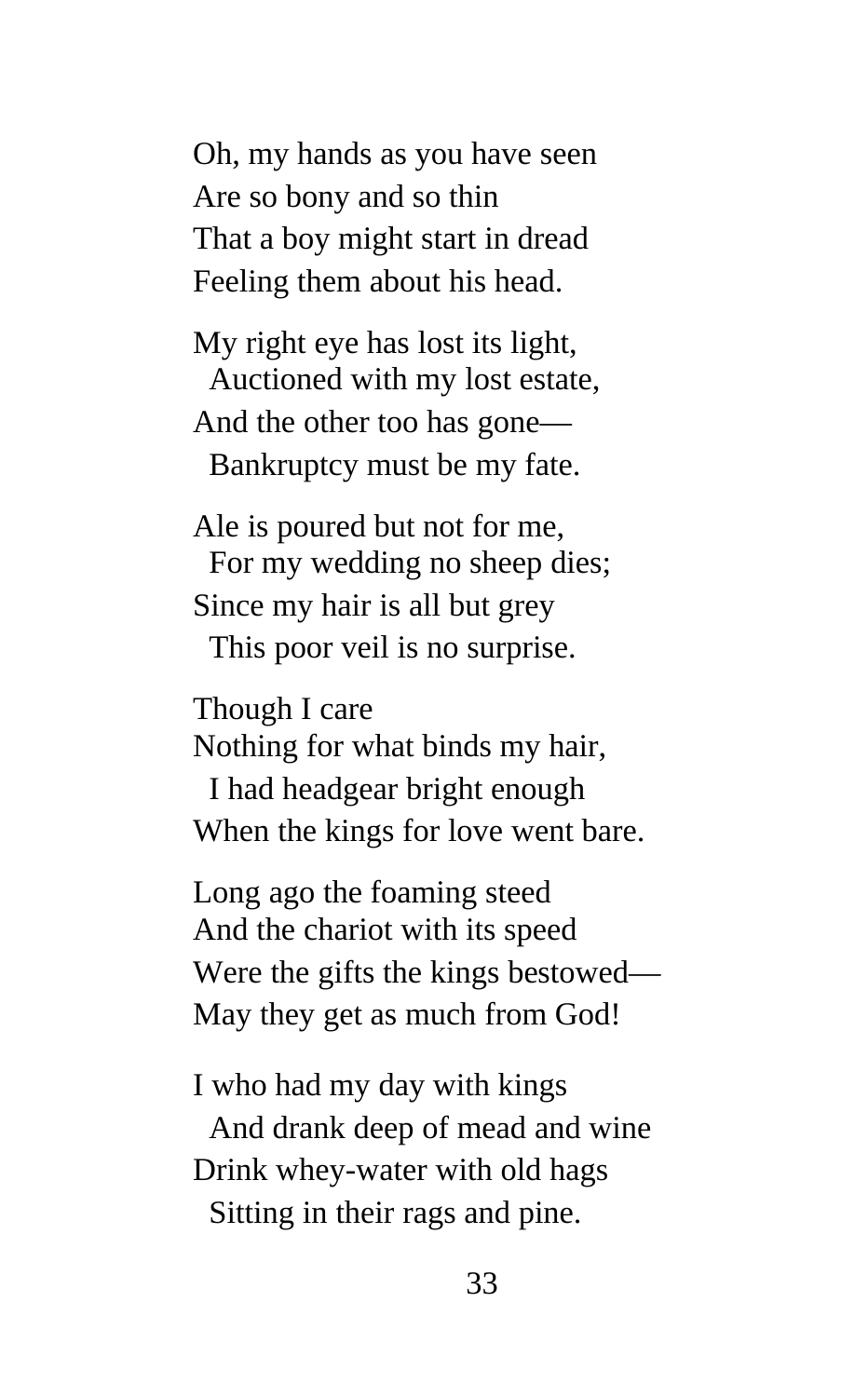Oh, my hands as you have seen
Are so bony and so thin
That a boy might start in dread
Feeling them about his head.

My right eye has lost its light,
  Auctioned with my lost estate,
And the other too has gone—
  Bankruptcy must be my fate.

Ale is poured but not for me,
  For my wedding no sheep dies;
Since my hair is all but grey
  This poor veil is no surprise.

Though I care
Nothing for what binds my hair,
  I had headgear bright enough
When the kings for love went bare.

Long ago the foaming steed
And the chariot with its speed
Were the gifts the kings bestowed—
May they get as much from God!

I who had my day with kings
  And drank deep of mead and wine
Drink whey-water with old hags
  Sitting in their rags and pine.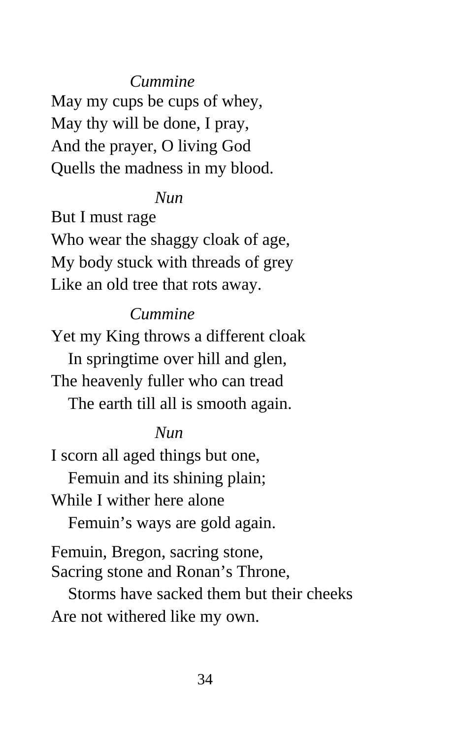*Cummine*

May my cups be cups of whey,
May thy will be done, I pray,
And the prayer, O living God
Quells the madness in my blood.

*Nun*

But I must rage
Who wear the shaggy cloak of age,
My body stuck with threads of grey
Like an old tree that rots away.

*Cummine*

Yet my King throws a different cloak
   In springtime over hill and glen,
The heavenly fuller who can tread
   The earth till all is smooth again.

*Nun*

I scorn all aged things but one,
   Femuin and its shining plain;
While I wither here alone
   Femuin's ways are gold again.

Femuin, Bregon, sacring stone,
Sacring stone and Ronan's Throne,
   Storms have sacked them but their cheeks
Are not withered like my own.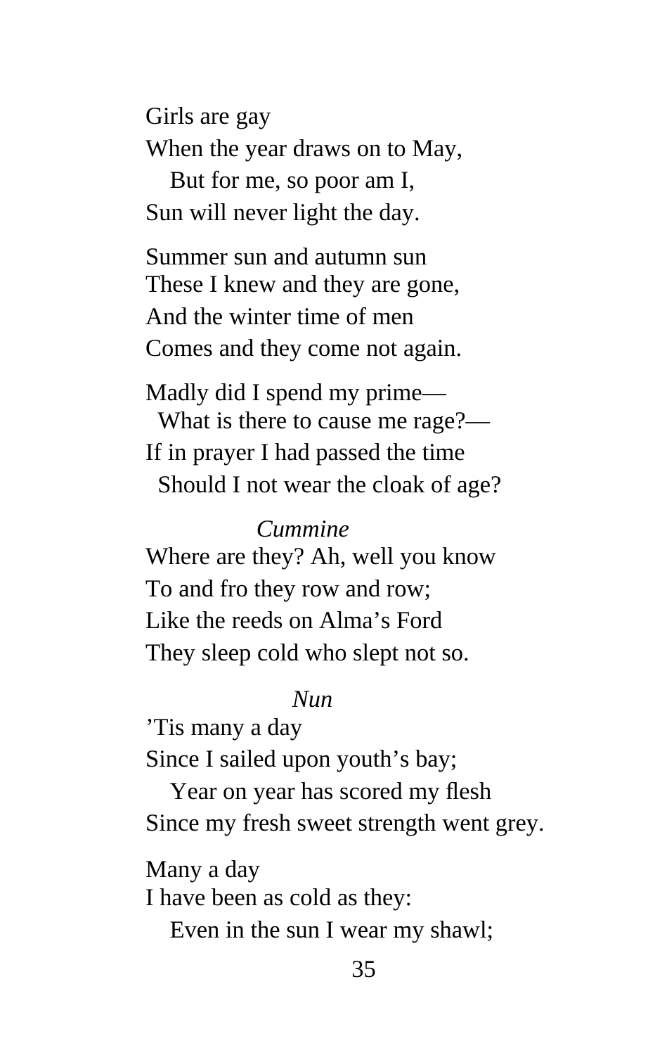Girls are gay  
When the year draws on to May,  
  But for me, so poor am I,  
Sun will never light the day.

Summer sun and autumn sun  
These I knew and they are gone,  
And the winter time of men  
Comes and they come not again.

Madly did I spend my prime—  
 What is there to cause me rage?—  
If in prayer I had passed the time  
 Should I not wear the cloak of age?

*Cummine*

Where are they? Ah, well you know  
To and fro they row and row;  
Like the reeds on Alma’s Ford  
They sleep cold who slept not so.

*Nun*

’Tis many a day  
Since I sailed upon youth’s bay;  
  Year on year has scored my flesh  
Since my fresh sweet strength went grey.

Many a day  
I have been as cold as they:  
  Even in the sun I wear my shawl;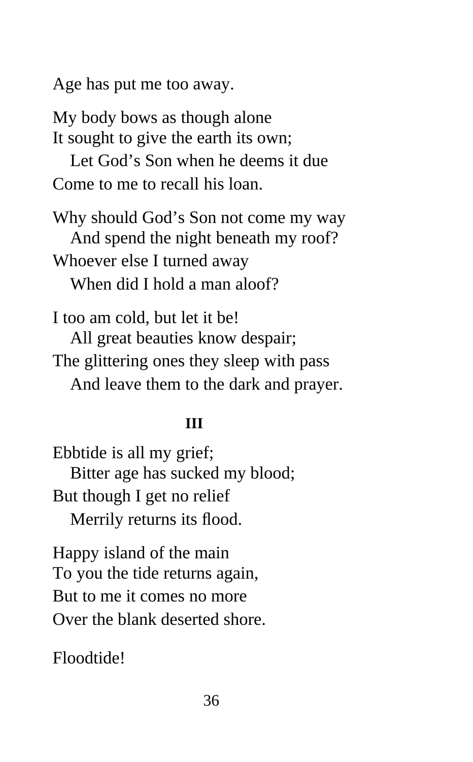Age has put me too away.

My body bows as though alone  
It sought to give the earth its own;  
&nbsp;&nbsp;&nbsp;Let God’s Son when he deems it due  
Come to me to recall his loan.

Why should God’s Son not come my way  
&nbsp;&nbsp;&nbsp;And spend the night beneath my roof?  
Whoever else I turned away  
&nbsp;&nbsp;&nbsp;When did I hold a man aloof?

I too am cold, but let it be!  
&nbsp;&nbsp;&nbsp;All great beauties know despair;  
The glittering ones they sleep with pass  
&nbsp;&nbsp;&nbsp;And leave them to the dark and prayer.

### III

Ebbtide is all my grief;  
&nbsp;&nbsp;&nbsp;Bitter age has sucked my blood;  
But though I get no relief  
&nbsp;&nbsp;&nbsp;Merrily returns its flood.

Happy island of the main  
To you the tide returns again,  
But to me it comes no more  
Over the blank deserted shore.

Floodtide!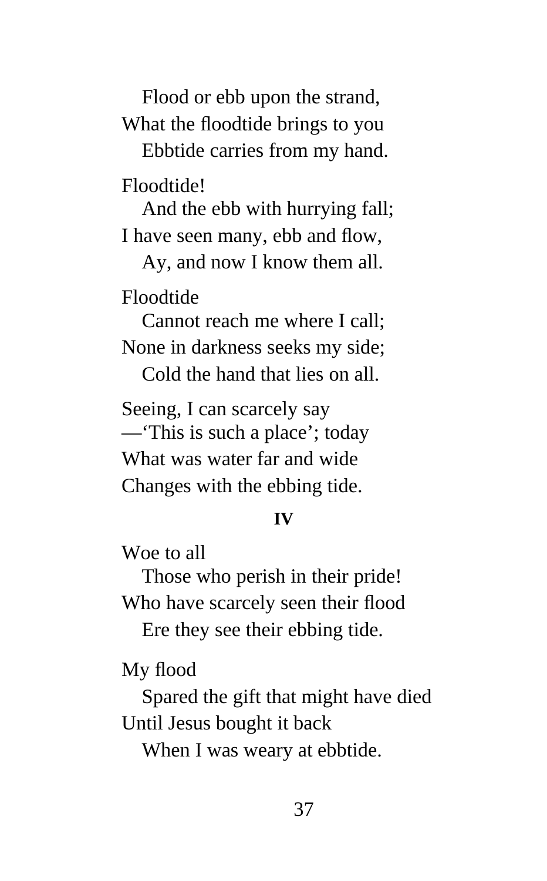Flood or ebb upon the strand,  
What the floodtide brings to you  
Ebbtide carries from my hand.

Floodtide!  
And the ebb with hurrying fall;  
I have seen many, ebb and flow,  
Ay, and now I know them all.

Floodtide  
Cannot reach me where I call;  
None in darkness seeks my side;  
Cold the hand that lies on all.

Seeing, I can scarcely say  
—‘This is such a place’; today  
What was water far and wide  
Changes with the ebbing tide.

### IV

Woe to all  
Those who perish in their pride!  
Who have scarcely seen their flood  
Ere they see their ebbing tide.

My flood  
Spared the gift that might have died  
Until Jesus bought it back  
When I was weary at ebbtide.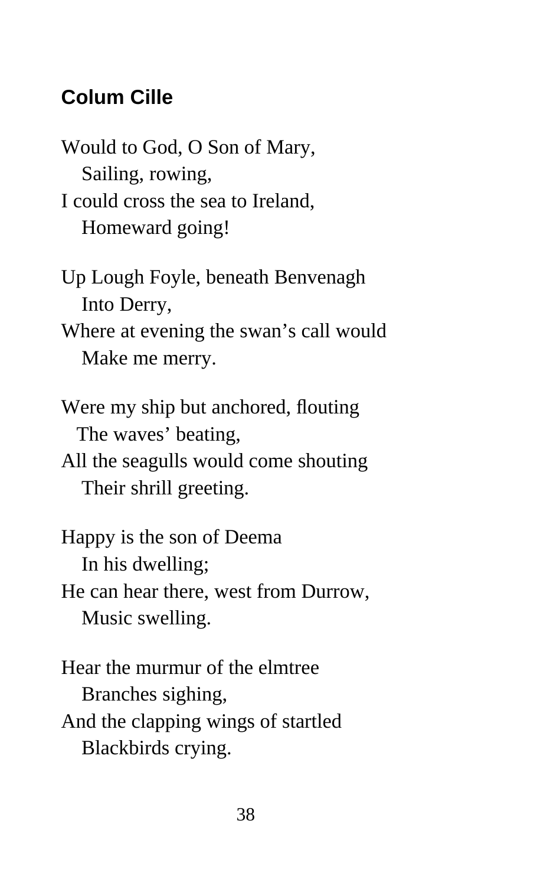## Colum Cille

Would to God, O Son of Mary,
   Sailing, rowing,
I could cross the sea to Ireland,
   Homeward going!

Up Lough Foyle, beneath Benvenagh
   Into Derry,
Where at evening the swan’s call would
   Make me merry.

Were my ship but anchored, flouting
   The waves’ beating,
All the seagulls would come shouting
   Their shrill greeting.

Happy is the son of Deema
   In his dwelling;
He can hear there, west from Durrow,
   Music swelling.

Hear the murmur of the elmtree
   Branches sighing,
And the clapping wings of startled
   Blackbirds crying.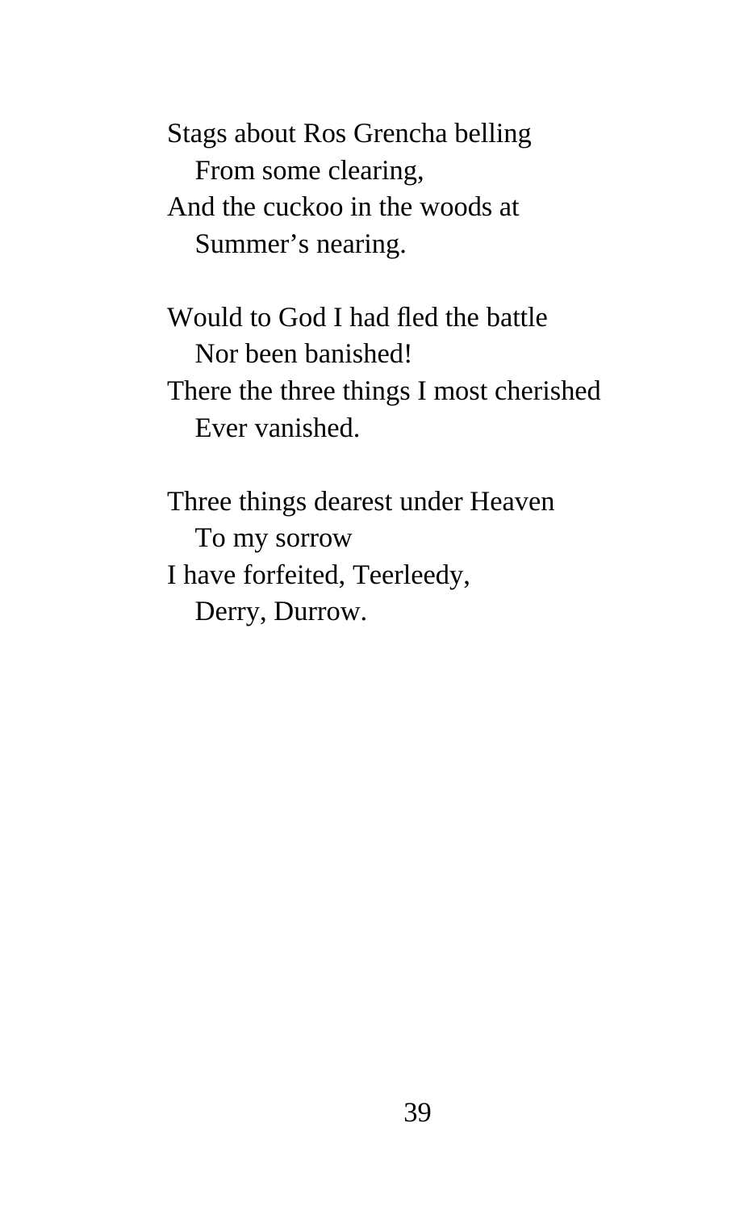Stags about Ros Grencha belling
   From some clearing,
And the cuckoo in the woods at
   Summer's nearing.

Would to God I had fled the battle
   Nor been banished!
There the three things I most cherished
   Ever vanished.

Three things dearest under Heaven
   To my sorrow
I have forfeited, Teerleedy,
   Derry, Durrow.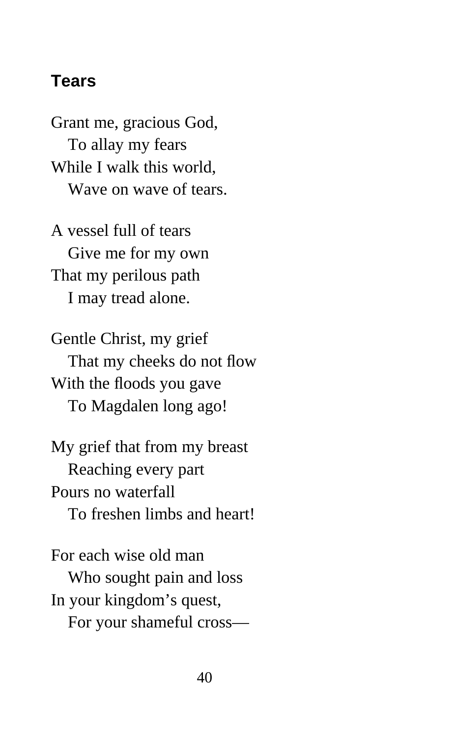## Tears

Grant me, gracious God,  
   To allay my fears  
While I walk this world,  
   Wave on wave of tears.

A vessel full of tears  
   Give me for my own  
That my perilous path  
   I may tread alone.

Gentle Christ, my grief  
   That my cheeks do not flow  
With the floods you gave  
   To Magdalen long ago!

My grief that from my breast  
   Reaching every part  
Pours no waterfall  
   To freshen limbs and heart!

For each wise old man  
   Who sought pain and loss  
In your kingdom’s quest,  
   For your shameful cross—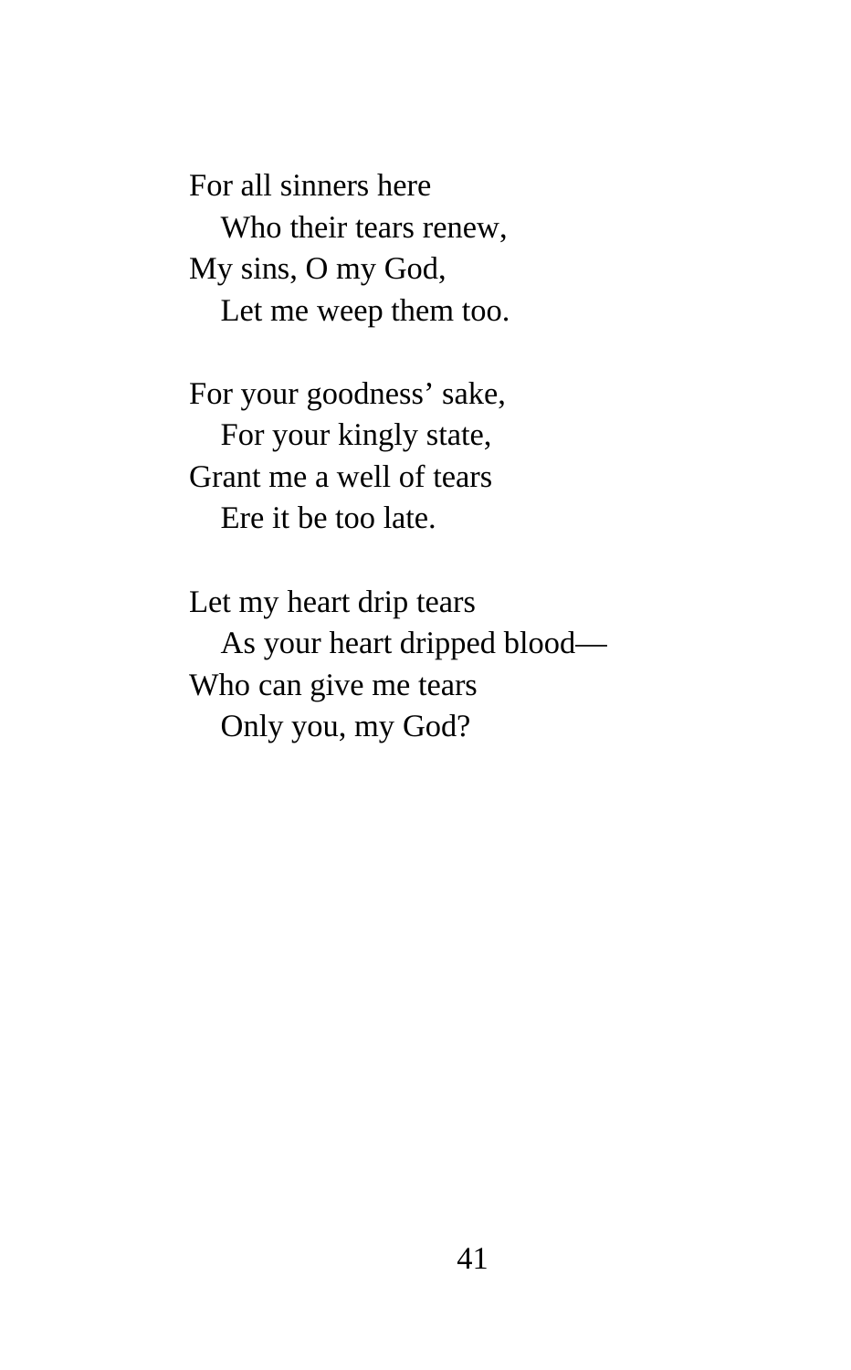For all sinners here
   Who their tears renew,
My sins, O my God,
   Let me weep them too.

For your goodness' sake,
   For your kingly state,
Grant me a well of tears
   Ere it be too late.

Let my heart drip tears
   As your heart dripped blood—
Who can give me tears
   Only you, my God?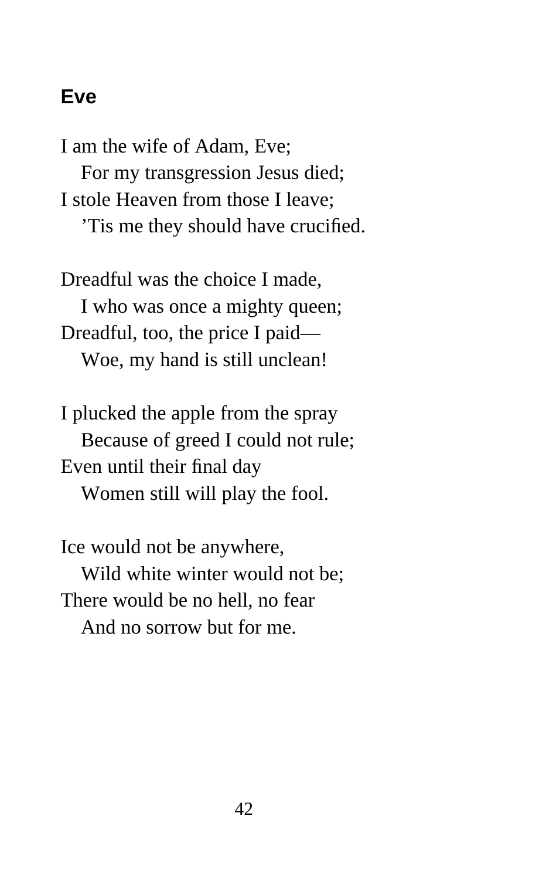## Eve

I am the wife of Adam, Eve;  
   For my transgression Jesus died;  
I stole Heaven from those I leave;  
   ’Tis me they should have crucified.

Dreadful was the choice I made,  
   I who was once a mighty queen;  
Dreadful, too, the price I paid—  
   Woe, my hand is still unclean!

I plucked the apple from the spray  
   Because of greed I could not rule;  
Even until their final day  
   Women still will play the fool.

Ice would not be anywhere,  
   Wild white winter would not be;  
There would be no hell, no fear  
   And no sorrow but for me.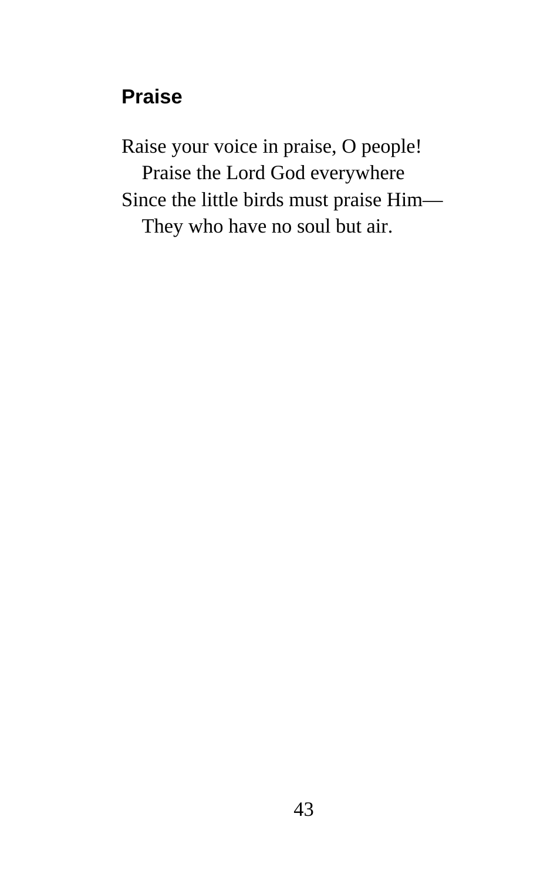## Praise

Raise your voice in praise, O people!
  Praise the Lord God everywhere
Since the little birds must praise Him—
  They who have no soul but air.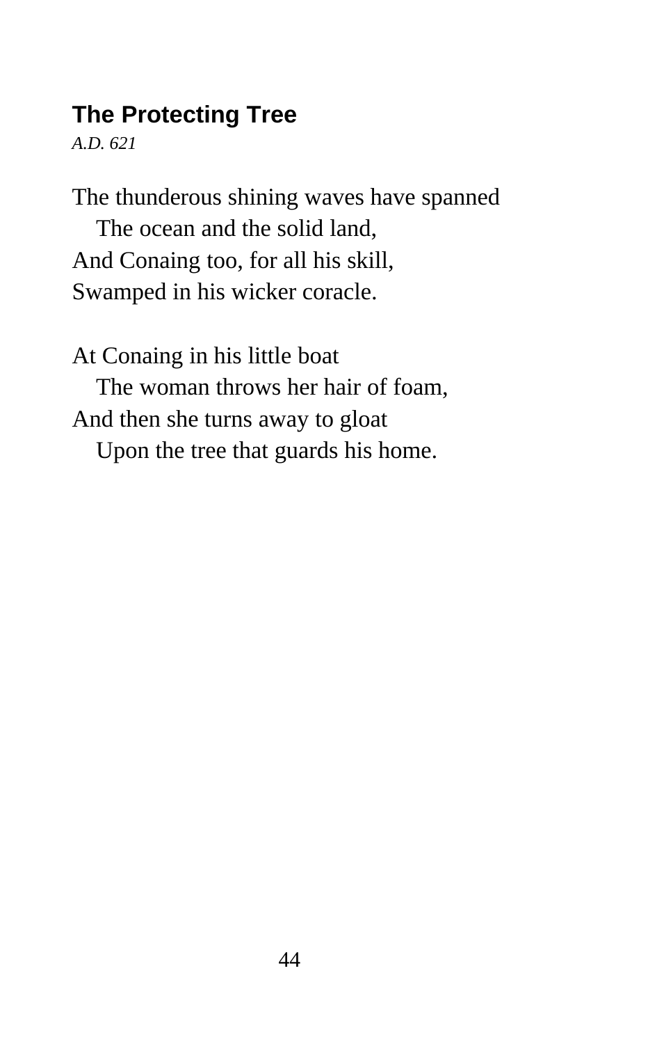## The Protecting Tree

*A.D. 621*

The thunderous shining waves have spanned
   The ocean and the solid land,
And Conaing too, for all his skill,
Swamped in his wicker coracle.

At Conaing in his little boat
   The woman throws her hair of foam,
And then she turns away to gloat
   Upon the tree that guards his home.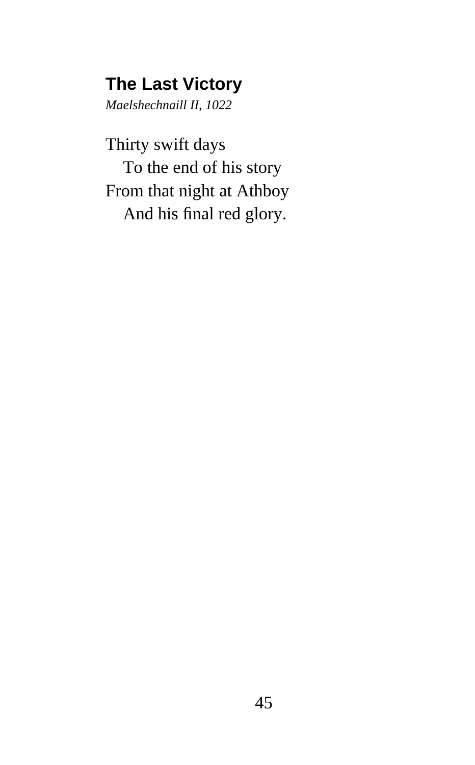## The Last Victory

*Maelshechnaill II, 1022*

Thirty swift days  
   To the end of his story  
From that night at Athboy  
   And his final red glory.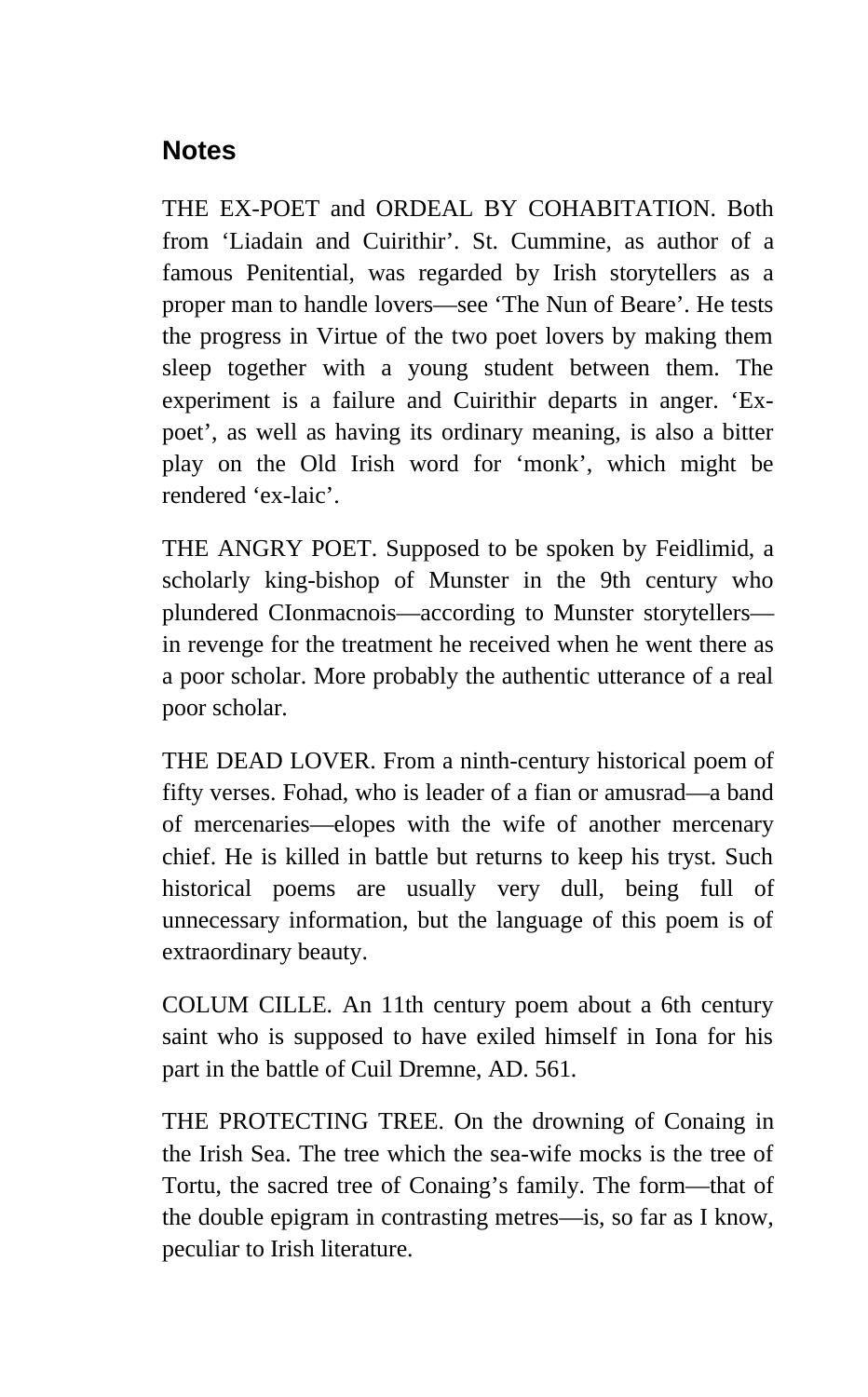## Notes

THE EX-POET and ORDEAL BY COHABITATION. Both from ‘Liadain and Cuirithir’. St. Cummine, as author of a famous Penitential, was regarded by Irish storytellers as a proper man to handle lovers—see ‘The Nun of Beare’. He tests the progress in Virtue of the two poet lovers by making them sleep together with a young student between them. The experiment is a failure and Cuirithir departs in anger. ‘Ex-poet’, as well as having its ordinary meaning, is also a bitter play on the Old Irish word for ‘monk’, which might be rendered ‘ex-laic’.

THE ANGRY POET. Supposed to be spoken by Feidlimid, a scholarly king-bishop of Munster in the 9th century who plundered CIonmacnois—according to Munster storytellers—in revenge for the treatment he received when he went there as a poor scholar. More probably the authentic utterance of a real poor scholar.

THE DEAD LOVER. From a ninth-century historical poem of fifty verses. Fohad, who is leader of a fian or amusrad—a band of mercenaries—elopes with the wife of another mercenary chief. He is killed in battle but returns to keep his tryst. Such historical poems are usually very dull, being full of unnecessary information, but the language of this poem is of extraordinary beauty.

COLUM CILLE. An 11th century poem about a 6th century saint who is supposed to have exiled himself in Iona for his part in the battle of Cuil Dremne, AD. 561.

THE PROTECTING TREE. On the drowning of Conaing in the Irish Sea. The tree which the sea-wife mocks is the tree of Tortu, the sacred tree of Conaing’s family. The form—that of the double epigram in contrasting metres—is, so far as I know, peculiar to Irish literature.